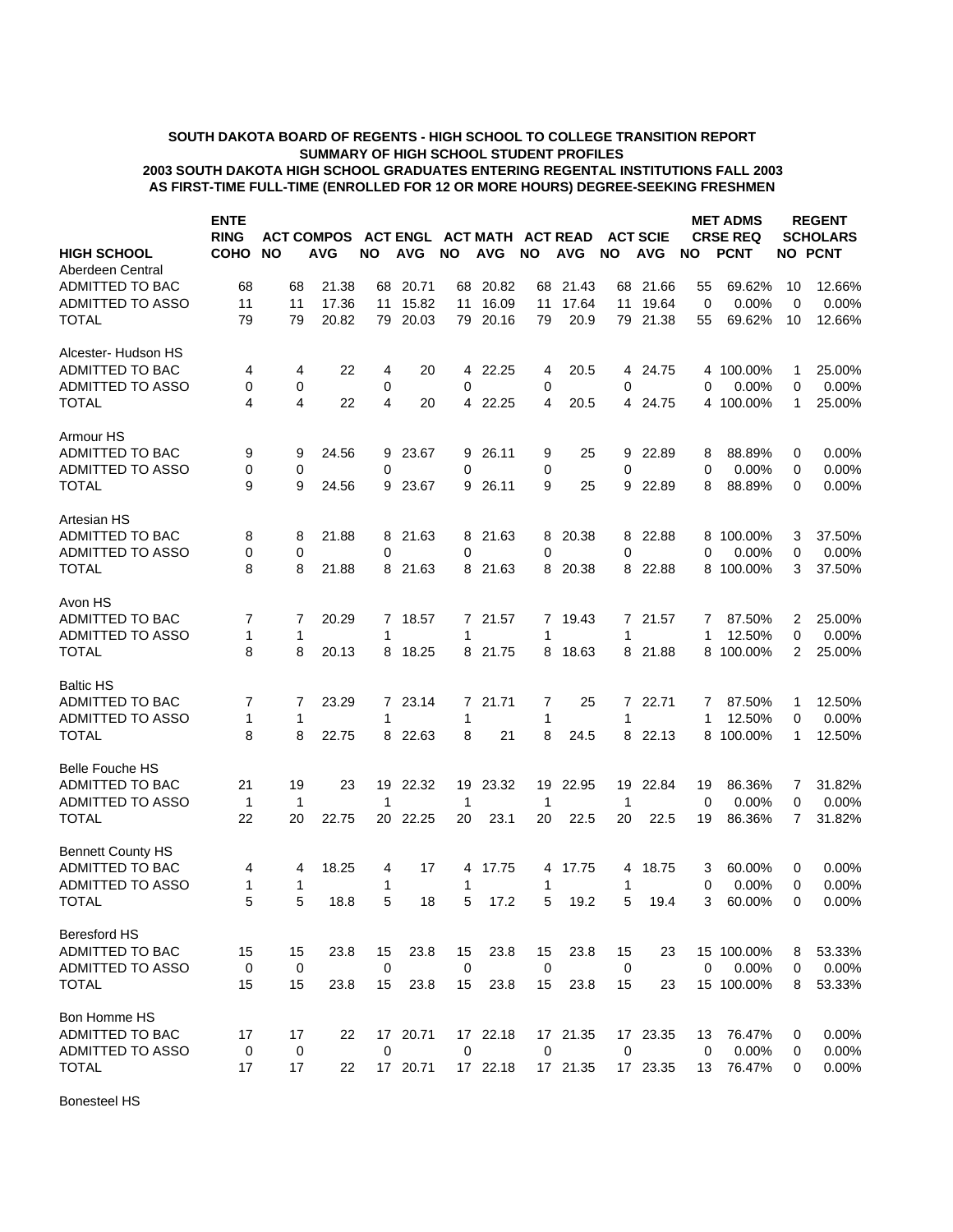**SOUTH DAKOTA BOARD OF REGENTS - HIGH SCHOOL TO COLLEGE TRANSITION REPORT**
**SUMMARY OF HIGH SCHOOL STUDENT PROFILES**
**2003 SOUTH DAKOTA HIGH SCHOOL GRADUATES ENTERING REGENTAL INSTITUTIONS FALL 2003**
**AS FIRST-TIME FULL-TIME (ENROLLED FOR 12 OR MORE HOURS) DEGREE-SEEKING FRESHMEN**

| HIGH SCHOOL | ENTERING COHO | ACT COMPOS NO | ACT COMPOS AVG | ACT ENGL NO | ACT ENGL AVG | ACT MATH NO | ACT MATH AVG | ACT READ NO | ACT READ AVG | ACT SCIE NO | ACT SCIE AVG | MET ADMS CRSE REQ NO | MET ADMS CRSE REQ PCNT | REGENT SCHOLARS NO | REGENT SCHOLARS PCNT |
|---|---|---|---|---|---|---|---|---|---|---|---|---|---|---|---|
| Aberdeen Central | | | | | | | | | | | | | | | |
| ADMITTED TO BAC | 68 | 68 | 21.38 | 68 | 20.71 | 68 | 20.82 | 68 | 21.43 | 68 | 21.66 | 55 | 69.62% | 10 | 12.66% |
| ADMITTED TO ASSO | 11 | 11 | 17.36 | 11 | 15.82 | 11 | 16.09 | 11 | 17.64 | 11 | 19.64 | 0 | 0.00% | 0 | 0.00% |
| TOTAL | 79 | 79 | 20.82 | 79 | 20.03 | 79 | 20.16 | 79 | 20.9 | 79 | 21.38 | 55 | 69.62% | 10 | 12.66% |
| Alcester- Hudson HS | | | | | | | | | | | | | | | |
| ADMITTED TO BAC | 4 | 4 | 22 | 4 | 20 | 4 | 22.25 | 4 | 20.5 | 4 | 24.75 | 4 | 100.00% | 1 | 25.00% |
| ADMITTED TO ASSO | 0 | 0 | | 0 | | 0 | | 0 | | 0 | | 0 | 0.00% | 0 | 0.00% |
| TOTAL | 4 | 4 | 22 | 4 | 20 | 4 | 22.25 | 4 | 20.5 | 4 | 24.75 | 4 | 100.00% | 1 | 25.00% |
| Armour HS | | | | | | | | | | | | | | | |
| ADMITTED TO BAC | 9 | 9 | 24.56 | 9 | 23.67 | 9 | 26.11 | 9 | 25 | 9 | 22.89 | 8 | 88.89% | 0 | 0.00% |
| ADMITTED TO ASSO | 0 | 0 | | 0 | | 0 | | 0 | | 0 | | 0 | 0.00% | 0 | 0.00% |
| TOTAL | 9 | 9 | 24.56 | 9 | 23.67 | 9 | 26.11 | 9 | 25 | 9 | 22.89 | 8 | 88.89% | 0 | 0.00% |
| Artesian HS | | | | | | | | | | | | | | | |
| ADMITTED TO BAC | 8 | 8 | 21.88 | 8 | 21.63 | 8 | 21.63 | 8 | 20.38 | 8 | 22.88 | 8 | 100.00% | 3 | 37.50% |
| ADMITTED TO ASSO | 0 | 0 | | 0 | | 0 | | 0 | | 0 | | 0 | 0.00% | 0 | 0.00% |
| TOTAL | 8 | 8 | 21.88 | 8 | 21.63 | 8 | 21.63 | 8 | 20.38 | 8 | 22.88 | 8 | 100.00% | 3 | 37.50% |
| Avon HS | | | | | | | | | | | | | | | |
| ADMITTED TO BAC | 7 | 7 | 20.29 | 7 | 18.57 | 7 | 21.57 | 7 | 19.43 | 7 | 21.57 | 7 | 87.50% | 2 | 25.00% |
| ADMITTED TO ASSO | 1 | 1 | | 1 | | 1 | | 1 | | 1 | | 1 | 12.50% | 0 | 0.00% |
| TOTAL | 8 | 8 | 20.13 | 8 | 18.25 | 8 | 21.75 | 8 | 18.63 | 8 | 21.88 | 8 | 100.00% | 2 | 25.00% |
| Baltic HS | | | | | | | | | | | | | | | |
| ADMITTED TO BAC | 7 | 7 | 23.29 | 7 | 23.14 | 7 | 21.71 | 7 | 25 | 7 | 22.71 | 7 | 87.50% | 1 | 12.50% |
| ADMITTED TO ASSO | 1 | 1 | | 1 | | 1 | | 1 | | 1 | | 1 | 12.50% | 0 | 0.00% |
| TOTAL | 8 | 8 | 22.75 | 8 | 22.63 | 8 | 21 | 8 | 24.5 | 8 | 22.13 | 8 | 100.00% | 1 | 12.50% |
| Belle Fouche HS | | | | | | | | | | | | | | | |
| ADMITTED TO BAC | 21 | 19 | 23 | 19 | 22.32 | 19 | 23.32 | 19 | 22.95 | 19 | 22.84 | 19 | 86.36% | 7 | 31.82% |
| ADMITTED TO ASSO | 1 | 1 | | 1 | | 1 | | 1 | | 1 | | 0 | 0.00% | 0 | 0.00% |
| TOTAL | 22 | 20 | 22.75 | 20 | 22.25 | 20 | 23.1 | 20 | 22.5 | 20 | 22.5 | 19 | 86.36% | 7 | 31.82% |
| Bennett County HS | | | | | | | | | | | | | | | |
| ADMITTED TO BAC | 4 | 4 | 18.25 | 4 | 17 | 4 | 17.75 | 4 | 17.75 | 4 | 18.75 | 3 | 60.00% | 0 | 0.00% |
| ADMITTED TO ASSO | 1 | 1 | | 1 | | 1 | | 1 | | 1 | | 0 | 0.00% | 0 | 0.00% |
| TOTAL | 5 | 5 | 18.8 | 5 | 18 | 5 | 17.2 | 5 | 19.2 | 5 | 19.4 | 3 | 60.00% | 0 | 0.00% |
| Beresford HS | | | | | | | | | | | | | | | |
| ADMITTED TO BAC | 15 | 15 | 23.8 | 15 | 23.8 | 15 | 23.8 | 15 | 23.8 | 15 | 23 | 15 | 100.00% | 8 | 53.33% |
| ADMITTED TO ASSO | 0 | 0 | | 0 | | 0 | | 0 | | 0 | | 0 | 0.00% | 0 | 0.00% |
| TOTAL | 15 | 15 | 23.8 | 15 | 23.8 | 15 | 23.8 | 15 | 23.8 | 15 | 23 | 15 | 100.00% | 8 | 53.33% |
| Bon Homme HS | | | | | | | | | | | | | | | |
| ADMITTED TO BAC | 17 | 17 | 22 | 17 | 20.71 | 17 | 22.18 | 17 | 21.35 | 17 | 23.35 | 13 | 76.47% | 0 | 0.00% |
| ADMITTED TO ASSO | 0 | 0 | | 0 | | 0 | | 0 | | 0 | | 0 | 0.00% | 0 | 0.00% |
| TOTAL | 17 | 17 | 22 | 17 | 20.71 | 17 | 22.18 | 17 | 21.35 | 17 | 23.35 | 13 | 76.47% | 0 | 0.00% |
| Bonesteel HS | | | | | | | | | | | | | | | |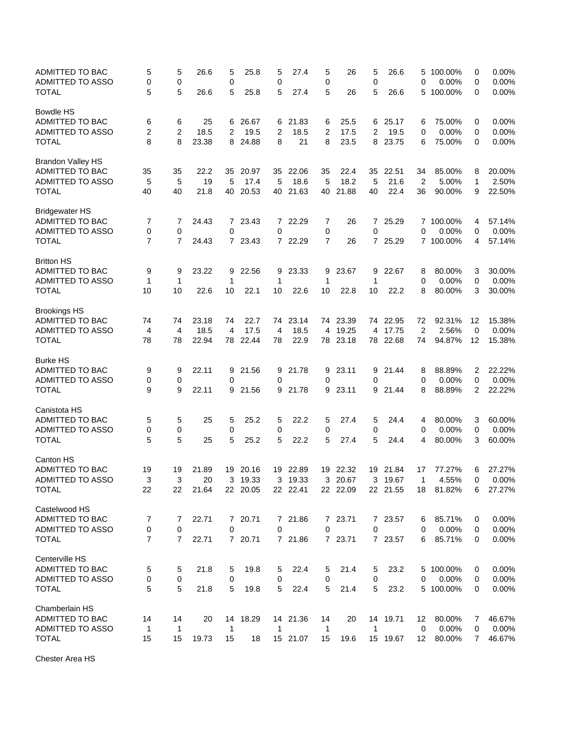| | | | | | | | | | | | | | | | | |
|---|---|---|---|---|---|---|---|---|---|---|---|---|---|---|---|---|
| ADMITTED TO BAC | 5 | 5 | 26.6 | 5 | 25.8 | 5 | 27.4 | 5 | 26 | 5 | 26.6 | 5 | 100.00% | 0 | 0.00% |
| ADMITTED TO ASSO | 0 | 0 | | 0 | | 0 | | 0 | | 0 | | 0 | 0.00% | 0 | 0.00% |
| TOTAL | 5 | 5 | 26.6 | 5 | 25.8 | 5 | 27.4 | 5 | 26 | 5 | 26.6 | 5 | 100.00% | 0 | 0.00% |
| Bowdle HS | | | | | | | | | | | | | | | |
| ADMITTED TO BAC | 6 | 6 | 25 | 6 | 26.67 | 6 | 21.83 | 6 | 25.5 | 6 | 25.17 | 6 | 75.00% | 0 | 0.00% |
| ADMITTED TO ASSO | 2 | 2 | 18.5 | 2 | 19.5 | 2 | 18.5 | 2 | 17.5 | 2 | 19.5 | 0 | 0.00% | 0 | 0.00% |
| TOTAL | 8 | 8 | 23.38 | 8 | 24.88 | 8 | 21 | 8 | 23.5 | 8 | 23.75 | 6 | 75.00% | 0 | 0.00% |
| Brandon Valley HS | | | | | | | | | | | | | | | |
| ADMITTED TO BAC | 35 | 35 | 22.2 | 35 | 20.97 | 35 | 22.06 | 35 | 22.4 | 35 | 22.51 | 34 | 85.00% | 8 | 20.00% |
| ADMITTED TO ASSO | 5 | 5 | 19 | 5 | 17.4 | 5 | 18.6 | 5 | 18.2 | 5 | 21.6 | 2 | 5.00% | 1 | 2.50% |
| TOTAL | 40 | 40 | 21.8 | 40 | 20.53 | 40 | 21.63 | 40 | 21.88 | 40 | 22.4 | 36 | 90.00% | 9 | 22.50% |
| Bridgewater HS | | | | | | | | | | | | | | | |
| ADMITTED TO BAC | 7 | 7 | 24.43 | 7 | 23.43 | 7 | 22.29 | 7 | 26 | 7 | 25.29 | 7 | 100.00% | 4 | 57.14% |
| ADMITTED TO ASSO | 0 | 0 | | 0 | | 0 | | 0 | | 0 | | 0 | 0.00% | 0 | 0.00% |
| TOTAL | 7 | 7 | 24.43 | 7 | 23.43 | 7 | 22.29 | 7 | 26 | 7 | 25.29 | 7 | 100.00% | 4 | 57.14% |
| Britton HS | | | | | | | | | | | | | | | |
| ADMITTED TO BAC | 9 | 9 | 23.22 | 9 | 22.56 | 9 | 23.33 | 9 | 23.67 | 9 | 22.67 | 8 | 80.00% | 3 | 30.00% |
| ADMITTED TO ASSO | 1 | 1 | | 1 | | 1 | | 1 | | 1 | | 0 | 0.00% | 0 | 0.00% |
| TOTAL | 10 | 10 | 22.6 | 10 | 22.1 | 10 | 22.6 | 10 | 22.8 | 10 | 22.2 | 8 | 80.00% | 3 | 30.00% |
| Brookings HS | | | | | | | | | | | | | | | |
| ADMITTED TO BAC | 74 | 74 | 23.18 | 74 | 22.7 | 74 | 23.14 | 74 | 23.39 | 74 | 22.95 | 72 | 92.31% | 12 | 15.38% |
| ADMITTED TO ASSO | 4 | 4 | 18.5 | 4 | 17.5 | 4 | 18.5 | 4 | 19.25 | 4 | 17.75 | 2 | 2.56% | 0 | 0.00% |
| TOTAL | 78 | 78 | 22.94 | 78 | 22.44 | 78 | 22.9 | 78 | 23.18 | 78 | 22.68 | 74 | 94.87% | 12 | 15.38% |
| Burke HS | | | | | | | | | | | | | | | |
| ADMITTED TO BAC | 9 | 9 | 22.11 | 9 | 21.56 | 9 | 21.78 | 9 | 23.11 | 9 | 21.44 | 8 | 88.89% | 2 | 22.22% |
| ADMITTED TO ASSO | 0 | 0 | | 0 | | 0 | | 0 | | 0 | | 0 | 0.00% | 0 | 0.00% |
| TOTAL | 9 | 9 | 22.11 | 9 | 21.56 | 9 | 21.78 | 9 | 23.11 | 9 | 21.44 | 8 | 88.89% | 2 | 22.22% |
| Canistota HS | | | | | | | | | | | | | | | |
| ADMITTED TO BAC | 5 | 5 | 25 | 5 | 25.2 | 5 | 22.2 | 5 | 27.4 | 5 | 24.4 | 4 | 80.00% | 3 | 60.00% |
| ADMITTED TO ASSO | 0 | 0 | | 0 | | 0 | | 0 | | 0 | | 0 | 0.00% | 0 | 0.00% |
| TOTAL | 5 | 5 | 25 | 5 | 25.2 | 5 | 22.2 | 5 | 27.4 | 5 | 24.4 | 4 | 80.00% | 3 | 60.00% |
| Canton HS | | | | | | | | | | | | | | | |
| ADMITTED TO BAC | 19 | 19 | 21.89 | 19 | 20.16 | 19 | 22.89 | 19 | 22.32 | 19 | 21.84 | 17 | 77.27% | 6 | 27.27% |
| ADMITTED TO ASSO | 3 | 3 | 20 | 3 | 19.33 | 3 | 19.33 | 3 | 20.67 | 3 | 19.67 | 1 | 4.55% | 0 | 0.00% |
| TOTAL | 22 | 22 | 21.64 | 22 | 20.05 | 22 | 22.41 | 22 | 22.09 | 22 | 21.55 | 18 | 81.82% | 6 | 27.27% |
| Castelwood HS | | | | | | | | | | | | | | | |
| ADMITTED TO BAC | 7 | 7 | 22.71 | 7 | 20.71 | 7 | 21.86 | 7 | 23.71 | 7 | 23.57 | 6 | 85.71% | 0 | 0.00% |
| ADMITTED TO ASSO | 0 | 0 | | 0 | | 0 | | 0 | | 0 | | 0 | 0.00% | 0 | 0.00% |
| TOTAL | 7 | 7 | 22.71 | 7 | 20.71 | 7 | 21.86 | 7 | 23.71 | 7 | 23.57 | 6 | 85.71% | 0 | 0.00% |
| Centerville HS | | | | | | | | | | | | | | | |
| ADMITTED TO BAC | 5 | 5 | 21.8 | 5 | 19.8 | 5 | 22.4 | 5 | 21.4 | 5 | 23.2 | 5 | 100.00% | 0 | 0.00% |
| ADMITTED TO ASSO | 0 | 0 | | 0 | | 0 | | 0 | | 0 | | 0 | 0.00% | 0 | 0.00% |
| TOTAL | 5 | 5 | 21.8 | 5 | 19.8 | 5 | 22.4 | 5 | 21.4 | 5 | 23.2 | 5 | 100.00% | 0 | 0.00% |
| Chamberlain HS | | | | | | | | | | | | | | | |
| ADMITTED TO BAC | 14 | 14 | 20 | 14 | 18.29 | 14 | 21.36 | 14 | 20 | 14 | 19.71 | 12 | 80.00% | 7 | 46.67% |
| ADMITTED TO ASSO | 1 | 1 | | 1 | | 1 | | 1 | | 1 | | 0 | 0.00% | 0 | 0.00% |
| TOTAL | 15 | 15 | 19.73 | 15 | 18 | 15 | 21.07 | 15 | 19.6 | 15 | 19.67 | 12 | 80.00% | 7 | 46.67% |
| Chester Area HS | | | | | | | | | | | | | | | |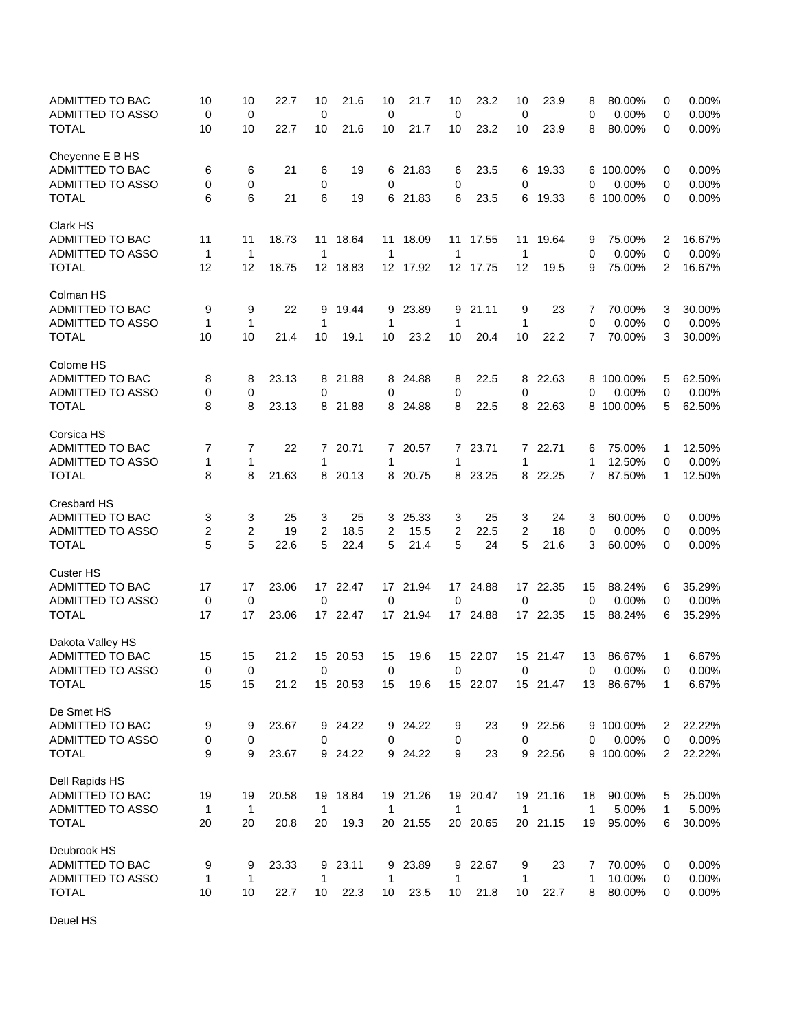| | | | | | | | | | | | | | | | |
|---|---|---|---|---|---|---|---|---|---|---|---|---|---|---|---|
| ADMITTED TO BAC | 10 | 10 | 22.7 | 10 | 21.6 | 10 | 21.7 | 10 | 23.2 | 10 | 23.9 | 8 | 80.00% | 0 | 0.00% |
| ADMITTED TO ASSO | 0 | 0 | | 0 | | 0 | | 0 | | 0 | | 0 | 0.00% | 0 | 0.00% |
| TOTAL | 10 | 10 | 22.7 | 10 | 21.6 | 10 | 21.7 | 10 | 23.2 | 10 | 23.9 | 8 | 80.00% | 0 | 0.00% |
| Cheyenne E B HS | | | | | | | | | | | | | | | |
| ADMITTED TO BAC | 6 | 6 | 21 | 6 | 19 | 6 | 21.83 | 6 | 23.5 | 6 | 19.33 | 6 | 100.00% | 0 | 0.00% |
| ADMITTED TO ASSO | 0 | 0 | | 0 | | 0 | | 0 | | 0 | | 0 | 0.00% | 0 | 0.00% |
| TOTAL | 6 | 6 | 21 | 6 | 19 | 6 | 21.83 | 6 | 23.5 | 6 | 19.33 | 6 | 100.00% | 0 | 0.00% |
| Clark HS | | | | | | | | | | | | | | | |
| ADMITTED TO BAC | 11 | 11 | 18.73 | 11 | 18.64 | 11 | 18.09 | 11 | 17.55 | 11 | 19.64 | 9 | 75.00% | 2 | 16.67% |
| ADMITTED TO ASSO | 1 | 1 | | 1 | | 1 | | 1 | | 1 | | 0 | 0.00% | 0 | 0.00% |
| TOTAL | 12 | 12 | 18.75 | 12 | 18.83 | 12 | 17.92 | 12 | 17.75 | 12 | 19.5 | 9 | 75.00% | 2 | 16.67% |
| Colman HS | | | | | | | | | | | | | | | |
| ADMITTED TO BAC | 9 | 9 | 22 | 9 | 19.44 | 9 | 23.89 | 9 | 21.11 | 9 | 23 | 7 | 70.00% | 3 | 30.00% |
| ADMITTED TO ASSO | 1 | 1 | | 1 | | 1 | | 1 | | 1 | | 0 | 0.00% | 0 | 0.00% |
| TOTAL | 10 | 10 | 21.4 | 10 | 19.1 | 10 | 23.2 | 10 | 20.4 | 10 | 22.2 | 7 | 70.00% | 3 | 30.00% |
| Colome HS | | | | | | | | | | | | | | | |
| ADMITTED TO BAC | 8 | 8 | 23.13 | 8 | 21.88 | 8 | 24.88 | 8 | 22.5 | 8 | 22.63 | 8 | 100.00% | 5 | 62.50% |
| ADMITTED TO ASSO | 0 | 0 | | 0 | | 0 | | 0 | | 0 | | 0 | 0.00% | 0 | 0.00% |
| TOTAL | 8 | 8 | 23.13 | 8 | 21.88 | 8 | 24.88 | 8 | 22.5 | 8 | 22.63 | 8 | 100.00% | 5 | 62.50% |
| Corsica HS | | | | | | | | | | | | | | | |
| ADMITTED TO BAC | 7 | 7 | 22 | 7 | 20.71 | 7 | 20.57 | 7 | 23.71 | 7 | 22.71 | 6 | 75.00% | 1 | 12.50% |
| ADMITTED TO ASSO | 1 | 1 | | 1 | | 1 | | 1 | | 1 | | 1 | 12.50% | 0 | 0.00% |
| TOTAL | 8 | 8 | 21.63 | 8 | 20.13 | 8 | 20.75 | 8 | 23.25 | 8 | 22.25 | 7 | 87.50% | 1 | 12.50% |
| Cresbard HS | | | | | | | | | | | | | | | |
| ADMITTED TO BAC | 3 | 3 | 25 | 3 | 25 | 3 | 25.33 | 3 | 25 | 3 | 24 | 3 | 60.00% | 0 | 0.00% |
| ADMITTED TO ASSO | 2 | 2 | 19 | 2 | 18.5 | 2 | 15.5 | 2 | 22.5 | 2 | 18 | 0 | 0.00% | 0 | 0.00% |
| TOTAL | 5 | 5 | 22.6 | 5 | 22.4 | 5 | 21.4 | 5 | 24 | 5 | 21.6 | 3 | 60.00% | 0 | 0.00% |
| Custer HS | | | | | | | | | | | | | | | |
| ADMITTED TO BAC | 17 | 17 | 23.06 | 17 | 22.47 | 17 | 21.94 | 17 | 24.88 | 17 | 22.35 | 15 | 88.24% | 6 | 35.29% |
| ADMITTED TO ASSO | 0 | 0 | | 0 | | 0 | | 0 | | 0 | | 0 | 0.00% | 0 | 0.00% |
| TOTAL | 17 | 17 | 23.06 | 17 | 22.47 | 17 | 21.94 | 17 | 24.88 | 17 | 22.35 | 15 | 88.24% | 6 | 35.29% |
| Dakota Valley HS | | | | | | | | | | | | | | | |
| ADMITTED TO BAC | 15 | 15 | 21.2 | 15 | 20.53 | 15 | 19.6 | 15 | 22.07 | 15 | 21.47 | 13 | 86.67% | 1 | 6.67% |
| ADMITTED TO ASSO | 0 | 0 | | 0 | | 0 | | 0 | | 0 | | 0 | 0.00% | 0 | 0.00% |
| TOTAL | 15 | 15 | 21.2 | 15 | 20.53 | 15 | 19.6 | 15 | 22.07 | 15 | 21.47 | 13 | 86.67% | 1 | 6.67% |
| De Smet HS | | | | | | | | | | | | | | | |
| ADMITTED TO BAC | 9 | 9 | 23.67 | 9 | 24.22 | 9 | 24.22 | 9 | 23 | 9 | 22.56 | 9 | 100.00% | 2 | 22.22% |
| ADMITTED TO ASSO | 0 | 0 | | 0 | | 0 | | 0 | | 0 | | 0 | 0.00% | 0 | 0.00% |
| TOTAL | 9 | 9 | 23.67 | 9 | 24.22 | 9 | 24.22 | 9 | 23 | 9 | 22.56 | 9 | 100.00% | 2 | 22.22% |
| Dell Rapids HS | | | | | | | | | | | | | | | |
| ADMITTED TO BAC | 19 | 19 | 20.58 | 19 | 18.84 | 19 | 21.26 | 19 | 20.47 | 19 | 21.16 | 18 | 90.00% | 5 | 25.00% |
| ADMITTED TO ASSO | 1 | 1 | | 1 | | 1 | | 1 | | 1 | | 1 | 5.00% | 1 | 5.00% |
| TOTAL | 20 | 20 | 20.8 | 20 | 19.3 | 20 | 21.55 | 20 | 20.65 | 20 | 21.15 | 19 | 95.00% | 6 | 30.00% |
| Deubrook HS | | | | | | | | | | | | | | | |
| ADMITTED TO BAC | 9 | 9 | 23.33 | 9 | 23.11 | 9 | 23.89 | 9 | 22.67 | 9 | 23 | 7 | 70.00% | 0 | 0.00% |
| ADMITTED TO ASSO | 1 | 1 | | 1 | | 1 | | 1 | | 1 | | 1 | 10.00% | 0 | 0.00% |
| TOTAL | 10 | 10 | 22.7 | 10 | 22.3 | 10 | 23.5 | 10 | 21.8 | 10 | 22.7 | 8 | 80.00% | 0 | 0.00% |
| Deuel HS | | | | | | | | | | | | | | | |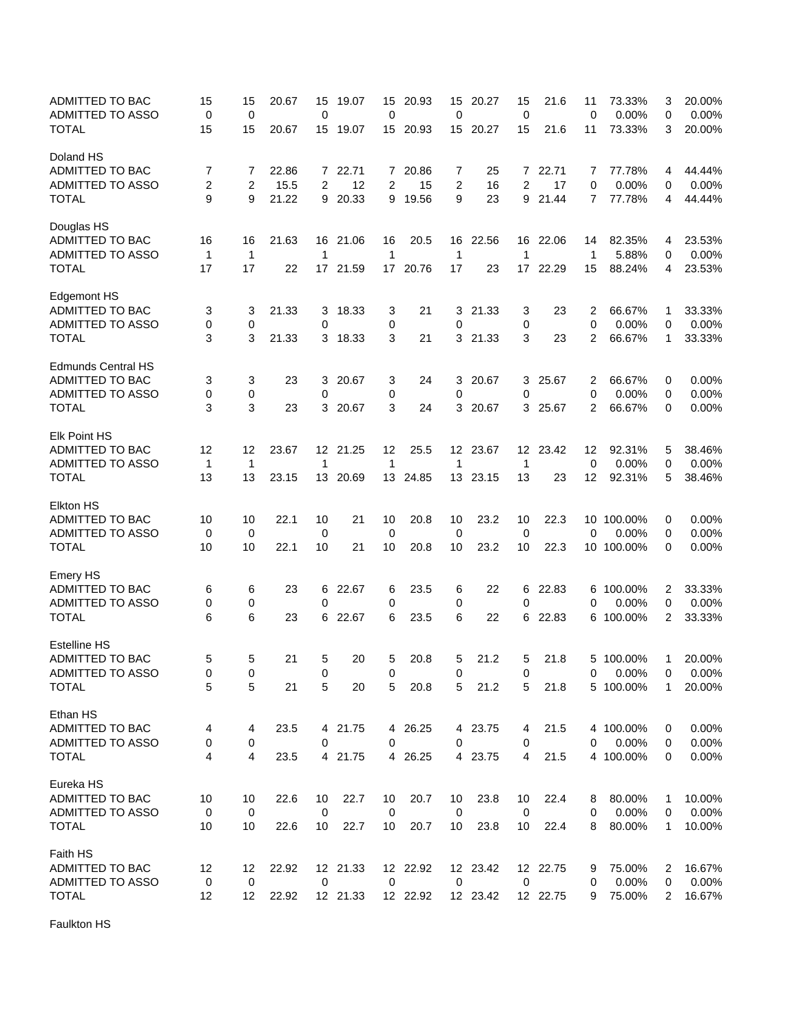| | | | | | | | | | | | | | | | |
|---|---|---|---|---|---|---|---|---|---|---|---|---|---|---|---|
| ADMITTED TO BAC | 15 | 15 | 20.67 | 15 | 19.07 | 15 | 20.93 | 15 | 20.27 | 15 | 21.6 | 11 | 73.33% | 3 | 20.00% |
| ADMITTED TO ASSO | 0 | 0 | | 0 | | 0 | | 0 | | 0 | | 0 | 0.00% | 0 | 0.00% |
| TOTAL | 15 | 15 | 20.67 | 15 | 19.07 | 15 | 20.93 | 15 | 20.27 | 15 | 21.6 | 11 | 73.33% | 3 | 20.00% |
| Doland HS | | | | | | | | | | | | | | | |
| ADMITTED TO BAC | 7 | 7 | 22.86 | 7 | 22.71 | 7 | 20.86 | 7 | 25 | 7 | 22.71 | 7 | 77.78% | 4 | 44.44% |
| ADMITTED TO ASSO | 2 | 2 | 15.5 | 2 | 12 | 2 | 15 | 2 | 16 | 2 | 17 | 0 | 0.00% | 0 | 0.00% |
| TOTAL | 9 | 9 | 21.22 | 9 | 20.33 | 9 | 19.56 | 9 | 23 | 9 | 21.44 | 7 | 77.78% | 4 | 44.44% |
| Douglas HS | | | | | | | | | | | | | | | |
| ADMITTED TO BAC | 16 | 16 | 21.63 | 16 | 21.06 | 16 | 20.5 | 16 | 22.56 | 16 | 22.06 | 14 | 82.35% | 4 | 23.53% |
| ADMITTED TO ASSO | 1 | 1 | | 1 | | 1 | | 1 | | 1 | | 1 | 5.88% | 0 | 0.00% |
| TOTAL | 17 | 17 | 22 | 17 | 21.59 | 17 | 20.76 | 17 | 23 | 17 | 22.29 | 15 | 88.24% | 4 | 23.53% |
| Edgemont HS | | | | | | | | | | | | | | | |
| ADMITTED TO BAC | 3 | 3 | 21.33 | 3 | 18.33 | 3 | 21 | 3 | 21.33 | 3 | 23 | 2 | 66.67% | 1 | 33.33% |
| ADMITTED TO ASSO | 0 | 0 | | 0 | | 0 | | 0 | | 0 | | 0 | 0.00% | 0 | 0.00% |
| TOTAL | 3 | 3 | 21.33 | 3 | 18.33 | 3 | 21 | 3 | 21.33 | 3 | 23 | 2 | 66.67% | 1 | 33.33% |
| Edmunds Central HS | | | | | | | | | | | | | | | |
| ADMITTED TO BAC | 3 | 3 | 23 | 3 | 20.67 | 3 | 24 | 3 | 20.67 | 3 | 25.67 | 2 | 66.67% | 0 | 0.00% |
| ADMITTED TO ASSO | 0 | 0 | | 0 | | 0 | | 0 | | 0 | | 0 | 0.00% | 0 | 0.00% |
| TOTAL | 3 | 3 | 23 | 3 | 20.67 | 3 | 24 | 3 | 20.67 | 3 | 25.67 | 2 | 66.67% | 0 | 0.00% |
| Elk Point HS | | | | | | | | | | | | | | | |
| ADMITTED TO BAC | 12 | 12 | 23.67 | 12 | 21.25 | 12 | 25.5 | 12 | 23.67 | 12 | 23.42 | 12 | 92.31% | 5 | 38.46% |
| ADMITTED TO ASSO | 1 | 1 | | 1 | | 1 | | 1 | | 1 | | 0 | 0.00% | 0 | 0.00% |
| TOTAL | 13 | 13 | 23.15 | 13 | 20.69 | 13 | 24.85 | 13 | 23.15 | 13 | 23 | 12 | 92.31% | 5 | 38.46% |
| Elkton HS | | | | | | | | | | | | | | | |
| ADMITTED TO BAC | 10 | 10 | 22.1 | 10 | 21 | 10 | 20.8 | 10 | 23.2 | 10 | 22.3 | 10 | 100.00% | 0 | 0.00% |
| ADMITTED TO ASSO | 0 | 0 | | 0 | | 0 | | 0 | | 0 | | 0 | 0.00% | 0 | 0.00% |
| TOTAL | 10 | 10 | 22.1 | 10 | 21 | 10 | 20.8 | 10 | 23.2 | 10 | 22.3 | 10 | 100.00% | 0 | 0.00% |
| Emery HS | | | | | | | | | | | | | | | |
| ADMITTED TO BAC | 6 | 6 | 23 | 6 | 22.67 | 6 | 23.5 | 6 | 22 | 6 | 22.83 | 6 | 100.00% | 2 | 33.33% |
| ADMITTED TO ASSO | 0 | 0 | | 0 | | 0 | | 0 | | 0 | | 0 | 0.00% | 0 | 0.00% |
| TOTAL | 6 | 6 | 23 | 6 | 22.67 | 6 | 23.5 | 6 | 22 | 6 | 22.83 | 6 | 100.00% | 2 | 33.33% |
| Estelline HS | | | | | | | | | | | | | | | |
| ADMITTED TO BAC | 5 | 5 | 21 | 5 | 20 | 5 | 20.8 | 5 | 21.2 | 5 | 21.8 | 5 | 100.00% | 1 | 20.00% |
| ADMITTED TO ASSO | 0 | 0 | | 0 | | 0 | | 0 | | 0 | | 0 | 0.00% | 0 | 0.00% |
| TOTAL | 5 | 5 | 21 | 5 | 20 | 5 | 20.8 | 5 | 21.2 | 5 | 21.8 | 5 | 100.00% | 1 | 20.00% |
| Ethan HS | | | | | | | | | | | | | | | |
| ADMITTED TO BAC | 4 | 4 | 23.5 | 4 | 21.75 | 4 | 26.25 | 4 | 23.75 | 4 | 21.5 | 4 | 100.00% | 0 | 0.00% |
| ADMITTED TO ASSO | 0 | 0 | | 0 | | 0 | | 0 | | 0 | | 0 | 0.00% | 0 | 0.00% |
| TOTAL | 4 | 4 | 23.5 | 4 | 21.75 | 4 | 26.25 | 4 | 23.75 | 4 | 21.5 | 4 | 100.00% | 0 | 0.00% |
| Eureka HS | | | | | | | | | | | | | | | |
| ADMITTED TO BAC | 10 | 10 | 22.6 | 10 | 22.7 | 10 | 20.7 | 10 | 23.8 | 10 | 22.4 | 8 | 80.00% | 1 | 10.00% |
| ADMITTED TO ASSO | 0 | 0 | | 0 | | 0 | | 0 | | 0 | | 0 | 0.00% | 0 | 0.00% |
| TOTAL | 10 | 10 | 22.6 | 10 | 22.7 | 10 | 20.7 | 10 | 23.8 | 10 | 22.4 | 8 | 80.00% | 1 | 10.00% |
| Faith HS | | | | | | | | | | | | | | | |
| ADMITTED TO BAC | 12 | 12 | 22.92 | 12 | 21.33 | 12 | 22.92 | 12 | 23.42 | 12 | 22.75 | 9 | 75.00% | 2 | 16.67% |
| ADMITTED TO ASSO | 0 | 0 | | 0 | | 0 | | 0 | | 0 | | 0 | 0.00% | 0 | 0.00% |
| TOTAL | 12 | 12 | 22.92 | 12 | 21.33 | 12 | 22.92 | 12 | 23.42 | 12 | 22.75 | 9 | 75.00% | 2 | 16.67% |

Faulkton HS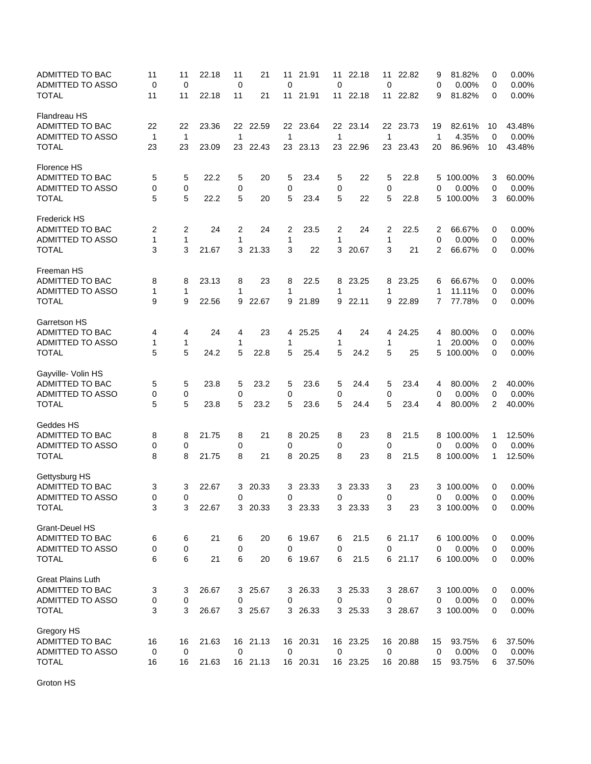| | | | | | | | | | | | | | | | | |
|---|---|---|---|---|---|---|---|---|---|---|---|---|---|---|---|---|
| ADMITTED TO BAC | 11 | 11 | 22.18 | 11 | 21 | 11 | 21.91 | 11 | 22.18 | 11 | 22.82 | 9 | 81.82% | 0 | 0.00% |
| ADMITTED TO ASSO | 0 | 0 | | 0 | | 0 | | 0 | | 0 | | 0 | 0.00% | 0 | 0.00% |
| TOTAL | 11 | 11 | 22.18 | 11 | 21 | 11 | 21.91 | 11 | 22.18 | 11 | 22.82 | 9 | 81.82% | 0 | 0.00% |
| | | | | | | | | | | | | | | | |
| Flandreau HS | | | | | | | | | | | | | | | |
| ADMITTED TO BAC | 22 | 22 | 23.36 | 22 | 22.59 | 22 | 23.64 | 22 | 23.14 | 22 | 23.73 | 19 | 82.61% | 10 | 43.48% |
| ADMITTED TO ASSO | 1 | 1 | | 1 | | 1 | | 1 | | 1 | | 1 | 4.35% | 0 | 0.00% |
| TOTAL | 23 | 23 | 23.09 | 23 | 22.43 | 23 | 23.13 | 23 | 22.96 | 23 | 23.43 | 20 | 86.96% | 10 | 43.48% |
| | | | | | | | | | | | | | | | |
| Florence HS | | | | | | | | | | | | | | | |
| ADMITTED TO BAC | 5 | 5 | 22.2 | 5 | 20 | 5 | 23.4 | 5 | 22 | 5 | 22.8 | 5 | 100.00% | 3 | 60.00% |
| ADMITTED TO ASSO | 0 | 0 | | 0 | | 0 | | 0 | | 0 | | 0 | 0.00% | 0 | 0.00% |
| TOTAL | 5 | 5 | 22.2 | 5 | 20 | 5 | 23.4 | 5 | 22 | 5 | 22.8 | 5 | 100.00% | 3 | 60.00% |
| | | | | | | | | | | | | | | | |
| Frederick HS | | | | | | | | | | | | | | | |
| ADMITTED TO BAC | 2 | 2 | 24 | 2 | 24 | 2 | 23.5 | 2 | 24 | 2 | 22.5 | 2 | 66.67% | 0 | 0.00% |
| ADMITTED TO ASSO | 1 | 1 | | 1 | | 1 | | 1 | | 1 | | 0 | 0.00% | 0 | 0.00% |
| TOTAL | 3 | 3 | 21.67 | 3 | 21.33 | 3 | 22 | 3 | 20.67 | 3 | 21 | 2 | 66.67% | 0 | 0.00% |
| | | | | | | | | | | | | | | | |
| Freeman HS | | | | | | | | | | | | | | | |
| ADMITTED TO BAC | 8 | 8 | 23.13 | 8 | 23 | 8 | 22.5 | 8 | 23.25 | 8 | 23.25 | 6 | 66.67% | 0 | 0.00% |
| ADMITTED TO ASSO | 1 | 1 | | 1 | | 1 | | 1 | | 1 | | 1 | 11.11% | 0 | 0.00% |
| TOTAL | 9 | 9 | 22.56 | 9 | 22.67 | 9 | 21.89 | 9 | 22.11 | 9 | 22.89 | 7 | 77.78% | 0 | 0.00% |
| | | | | | | | | | | | | | | | |
| Garretson HS | | | | | | | | | | | | | | | |
| ADMITTED TO BAC | 4 | 4 | 24 | 4 | 23 | 4 | 25.25 | 4 | 24 | 4 | 24.25 | 4 | 80.00% | 0 | 0.00% |
| ADMITTED TO ASSO | 1 | 1 | | 1 | | 1 | | 1 | | 1 | | 1 | 20.00% | 0 | 0.00% |
| TOTAL | 5 | 5 | 24.2 | 5 | 22.8 | 5 | 25.4 | 5 | 24.2 | 5 | 25 | 5 | 100.00% | 0 | 0.00% |
| | | | | | | | | | | | | | | | |
| Gayville- Volin HS | | | | | | | | | | | | | | | |
| ADMITTED TO BAC | 5 | 5 | 23.8 | 5 | 23.2 | 5 | 23.6 | 5 | 24.4 | 5 | 23.4 | 4 | 80.00% | 2 | 40.00% |
| ADMITTED TO ASSO | 0 | 0 | | 0 | | 0 | | 0 | | 0 | | 0 | 0.00% | 0 | 0.00% |
| TOTAL | 5 | 5 | 23.8 | 5 | 23.2 | 5 | 23.6 | 5 | 24.4 | 5 | 23.4 | 4 | 80.00% | 2 | 40.00% |
| | | | | | | | | | | | | | | | |
| Geddes HS | | | | | | | | | | | | | | | |
| ADMITTED TO BAC | 8 | 8 | 21.75 | 8 | 21 | 8 | 20.25 | 8 | 23 | 8 | 21.5 | 8 | 100.00% | 1 | 12.50% |
| ADMITTED TO ASSO | 0 | 0 | | 0 | | 0 | | 0 | | 0 | | 0 | 0.00% | 0 | 0.00% |
| TOTAL | 8 | 8 | 21.75 | 8 | 21 | 8 | 20.25 | 8 | 23 | 8 | 21.5 | 8 | 100.00% | 1 | 12.50% |
| | | | | | | | | | | | | | | | |
| Gettysburg HS | | | | | | | | | | | | | | | |
| ADMITTED TO BAC | 3 | 3 | 22.67 | 3 | 20.33 | 3 | 23.33 | 3 | 23.33 | 3 | 23 | 3 | 100.00% | 0 | 0.00% |
| ADMITTED TO ASSO | 0 | 0 | | 0 | | 0 | | 0 | | 0 | | 0 | 0.00% | 0 | 0.00% |
| TOTAL | 3 | 3 | 22.67 | 3 | 20.33 | 3 | 23.33 | 3 | 23.33 | 3 | 23 | 3 | 100.00% | 0 | 0.00% |
| | | | | | | | | | | | | | | | |
| Grant-Deuel HS | | | | | | | | | | | | | | | |
| ADMITTED TO BAC | 6 | 6 | 21 | 6 | 20 | 6 | 19.67 | 6 | 21.5 | 6 | 21.17 | 6 | 100.00% | 0 | 0.00% |
| ADMITTED TO ASSO | 0 | 0 | | 0 | | 0 | | 0 | | 0 | | 0 | 0.00% | 0 | 0.00% |
| TOTAL | 6 | 6 | 21 | 6 | 20 | 6 | 19.67 | 6 | 21.5 | 6 | 21.17 | 6 | 100.00% | 0 | 0.00% |
| | | | | | | | | | | | | | | | |
| Great Plains Luth | | | | | | | | | | | | | | | |
| ADMITTED TO BAC | 3 | 3 | 26.67 | 3 | 25.67 | 3 | 26.33 | 3 | 25.33 | 3 | 28.67 | 3 | 100.00% | 0 | 0.00% |
| ADMITTED TO ASSO | 0 | 0 | | 0 | | 0 | | 0 | | 0 | | 0 | 0.00% | 0 | 0.00% |
| TOTAL | 3 | 3 | 26.67 | 3 | 25.67 | 3 | 26.33 | 3 | 25.33 | 3 | 28.67 | 3 | 100.00% | 0 | 0.00% |
| | | | | | | | | | | | | | | | |
| Gregory HS | | | | | | | | | | | | | | | |
| ADMITTED TO BAC | 16 | 16 | 21.63 | 16 | 21.13 | 16 | 20.31 | 16 | 23.25 | 16 | 20.88 | 15 | 93.75% | 6 | 37.50% |
| ADMITTED TO ASSO | 0 | 0 | | 0 | | 0 | | 0 | | 0 | | 0 | 0.00% | 0 | 0.00% |
| TOTAL | 16 | 16 | 21.63 | 16 | 21.13 | 16 | 20.31 | 16 | 23.25 | 16 | 20.88 | 15 | 93.75% | 6 | 37.50% |
| | | | | | | | | | | | | | | | |
| Groton HS | | | | | | | | | | | | | | | |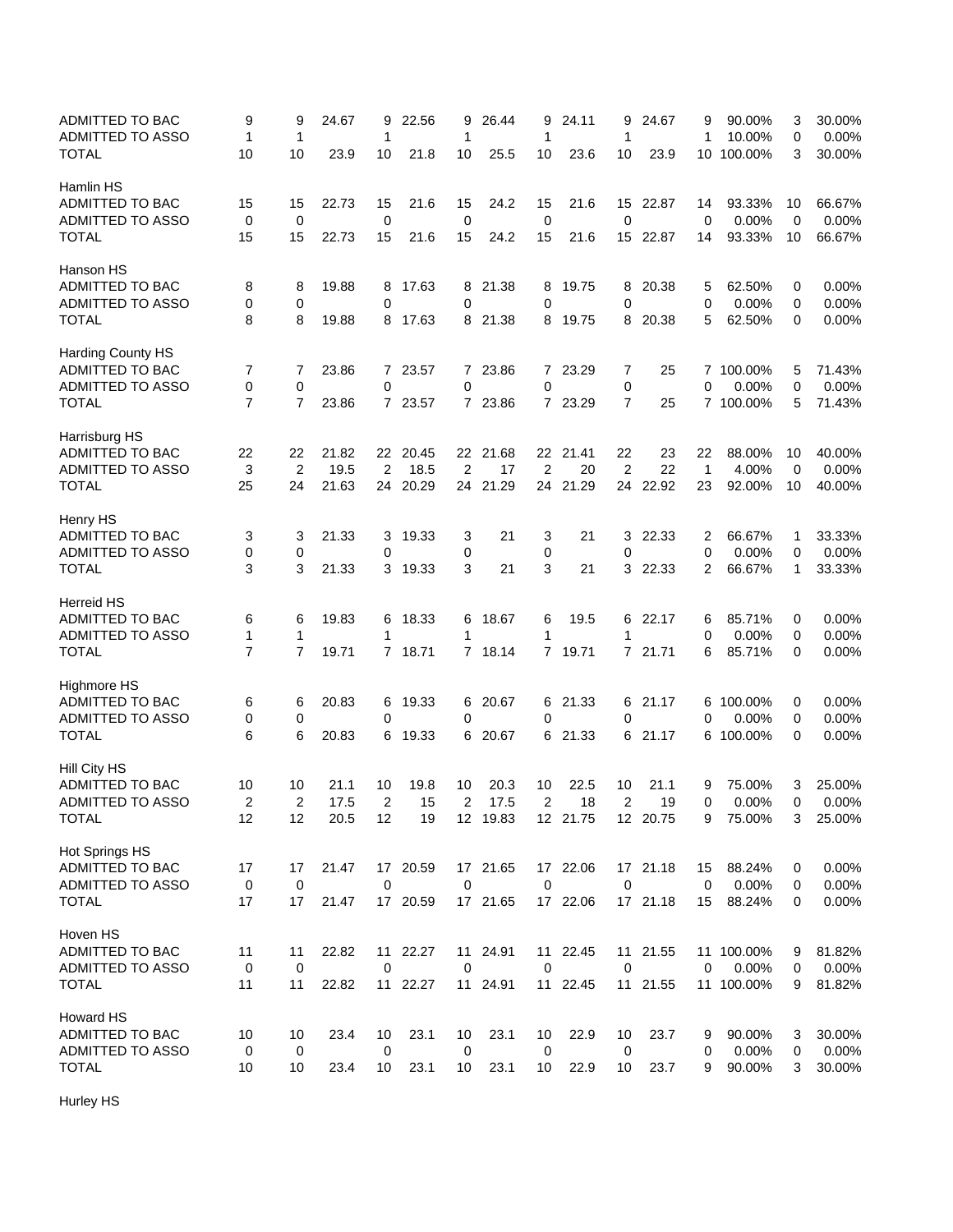| | | | | | | | | | | | | | | | |
|---|---|---|---|---|---|---|---|---|---|---|---|---|---|---|---|
| ADMITTED TO BAC | 9 | 9 | 24.67 | 9 | 22.56 | 9 | 26.44 | 9 | 24.11 | 9 | 24.67 | 9 | 90.00% | 3 | 30.00% |
| ADMITTED TO ASSO | 1 | 1 | | 1 | | 1 | | 1 | | 1 | | 1 | 10.00% | 0 | 0.00% |
| TOTAL | 10 | 10 | 23.9 | 10 | 21.8 | 10 | 25.5 | 10 | 23.6 | 10 | 23.9 | 10 | 100.00% | 3 | 30.00% |
| Hamlin HS | | | | | | | | | | | | | | | |
| ADMITTED TO BAC | 15 | 15 | 22.73 | 15 | 21.6 | 15 | 24.2 | 15 | 21.6 | 15 | 22.87 | 14 | 93.33% | 10 | 66.67% |
| ADMITTED TO ASSO | 0 | 0 | | 0 | | 0 | | 0 | | 0 | | 0 | 0.00% | 0 | 0.00% |
| TOTAL | 15 | 15 | 22.73 | 15 | 21.6 | 15 | 24.2 | 15 | 21.6 | 15 | 22.87 | 14 | 93.33% | 10 | 66.67% |
| Hanson HS | | | | | | | | | | | | | | | |
| ADMITTED TO BAC | 8 | 8 | 19.88 | 8 | 17.63 | 8 | 21.38 | 8 | 19.75 | 8 | 20.38 | 5 | 62.50% | 0 | 0.00% |
| ADMITTED TO ASSO | 0 | 0 | | 0 | | 0 | | 0 | | 0 | | 0 | 0.00% | 0 | 0.00% |
| TOTAL | 8 | 8 | 19.88 | 8 | 17.63 | 8 | 21.38 | 8 | 19.75 | 8 | 20.38 | 5 | 62.50% | 0 | 0.00% |
| Harding County HS | | | | | | | | | | | | | | | |
| ADMITTED TO BAC | 7 | 7 | 23.86 | 7 | 23.57 | 7 | 23.86 | 7 | 23.29 | 7 | 25 | 7 | 100.00% | 5 | 71.43% |
| ADMITTED TO ASSO | 0 | 0 | | 0 | | 0 | | 0 | | 0 | | 0 | 0.00% | 0 | 0.00% |
| TOTAL | 7 | 7 | 23.86 | 7 | 23.57 | 7 | 23.86 | 7 | 23.29 | 7 | 25 | 7 | 100.00% | 5 | 71.43% |
| Harrisburg HS | | | | | | | | | | | | | | | |
| ADMITTED TO BAC | 22 | 22 | 21.82 | 22 | 20.45 | 22 | 21.68 | 22 | 21.41 | 22 | 23 | 22 | 88.00% | 10 | 40.00% |
| ADMITTED TO ASSO | 3 | 2 | 19.5 | 2 | 18.5 | 2 | 17 | 2 | 20 | 2 | 22 | 1 | 4.00% | 0 | 0.00% |
| TOTAL | 25 | 24 | 21.63 | 24 | 20.29 | 24 | 21.29 | 24 | 21.29 | 24 | 22.92 | 23 | 92.00% | 10 | 40.00% |
| Henry HS | | | | | | | | | | | | | | | |
| ADMITTED TO BAC | 3 | 3 | 21.33 | 3 | 19.33 | 3 | 21 | 3 | 21 | 3 | 22.33 | 2 | 66.67% | 1 | 33.33% |
| ADMITTED TO ASSO | 0 | 0 | | 0 | | 0 | | 0 | | 0 | | 0 | 0.00% | 0 | 0.00% |
| TOTAL | 3 | 3 | 21.33 | 3 | 19.33 | 3 | 21 | 3 | 21 | 3 | 22.33 | 2 | 66.67% | 1 | 33.33% |
| Herreid HS | | | | | | | | | | | | | | | |
| ADMITTED TO BAC | 6 | 6 | 19.83 | 6 | 18.33 | 6 | 18.67 | 6 | 19.5 | 6 | 22.17 | 6 | 85.71% | 0 | 0.00% |
| ADMITTED TO ASSO | 1 | 1 | | 1 | | 1 | | 1 | | 1 | | 0 | 0.00% | 0 | 0.00% |
| TOTAL | 7 | 7 | 19.71 | 7 | 18.71 | 7 | 18.14 | 7 | 19.71 | 7 | 21.71 | 6 | 85.71% | 0 | 0.00% |
| Highmore HS | | | | | | | | | | | | | | | |
| ADMITTED TO BAC | 6 | 6 | 20.83 | 6 | 19.33 | 6 | 20.67 | 6 | 21.33 | 6 | 21.17 | 6 | 100.00% | 0 | 0.00% |
| ADMITTED TO ASSO | 0 | 0 | | 0 | | 0 | | 0 | | 0 | | 0 | 0.00% | 0 | 0.00% |
| TOTAL | 6 | 6 | 20.83 | 6 | 19.33 | 6 | 20.67 | 6 | 21.33 | 6 | 21.17 | 6 | 100.00% | 0 | 0.00% |
| Hill City HS | | | | | | | | | | | | | | | |
| ADMITTED TO BAC | 10 | 10 | 21.1 | 10 | 19.8 | 10 | 20.3 | 10 | 22.5 | 10 | 21.1 | 9 | 75.00% | 3 | 25.00% |
| ADMITTED TO ASSO | 2 | 2 | 17.5 | 2 | 15 | 2 | 17.5 | 2 | 18 | 2 | 19 | 0 | 0.00% | 0 | 0.00% |
| TOTAL | 12 | 12 | 20.5 | 12 | 19 | 12 | 19.83 | 12 | 21.75 | 12 | 20.75 | 9 | 75.00% | 3 | 25.00% |
| Hot Springs HS | | | | | | | | | | | | | | | |
| ADMITTED TO BAC | 17 | 17 | 21.47 | 17 | 20.59 | 17 | 21.65 | 17 | 22.06 | 17 | 21.18 | 15 | 88.24% | 0 | 0.00% |
| ADMITTED TO ASSO | 0 | 0 | | 0 | | 0 | | 0 | | 0 | | 0 | 0.00% | 0 | 0.00% |
| TOTAL | 17 | 17 | 21.47 | 17 | 20.59 | 17 | 21.65 | 17 | 22.06 | 17 | 21.18 | 15 | 88.24% | 0 | 0.00% |
| Hoven HS | | | | | | | | | | | | | | | |
| ADMITTED TO BAC | 11 | 11 | 22.82 | 11 | 22.27 | 11 | 24.91 | 11 | 22.45 | 11 | 21.55 | 11 | 100.00% | 9 | 81.82% |
| ADMITTED TO ASSO | 0 | 0 | | 0 | | 0 | | 0 | | 0 | | 0 | 0.00% | 0 | 0.00% |
| TOTAL | 11 | 11 | 22.82 | 11 | 22.27 | 11 | 24.91 | 11 | 22.45 | 11 | 21.55 | 11 | 100.00% | 9 | 81.82% |
| Howard HS | | | | | | | | | | | | | | | |
| ADMITTED TO BAC | 10 | 10 | 23.4 | 10 | 23.1 | 10 | 23.1 | 10 | 22.9 | 10 | 23.7 | 9 | 90.00% | 3 | 30.00% |
| ADMITTED TO ASSO | 0 | 0 | | 0 | | 0 | | 0 | | 0 | | 0 | 0.00% | 0 | 0.00% |
| TOTAL | 10 | 10 | 23.4 | 10 | 23.1 | 10 | 23.1 | 10 | 22.9 | 10 | 23.7 | 9 | 90.00% | 3 | 30.00% |
| Hurley HS | | | | | | | | | | | | | | | |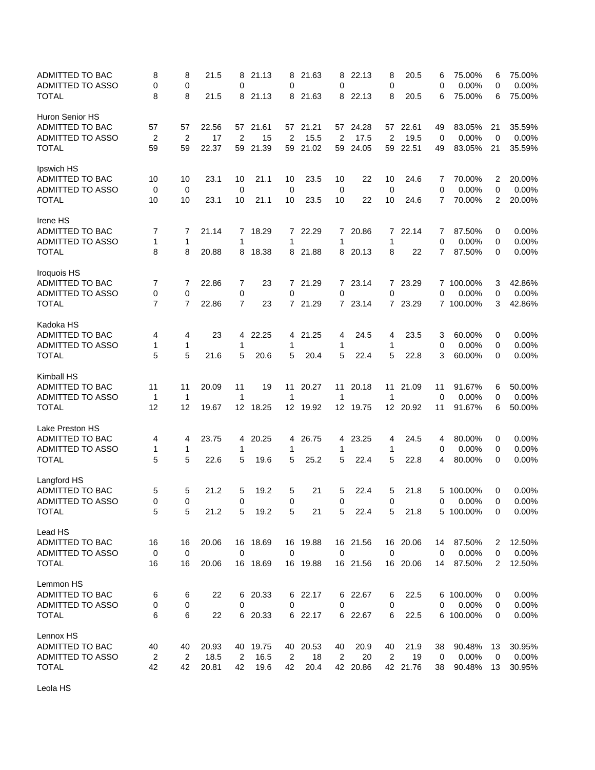| | | | | | | | | | | | | | | |
|---|---|---|---|---|---|---|---|---|---|---|---|---|---|---|
| ADMITTED TO BAC | 8 | 8 | 21.5 | 8 | 21.13 | 8 | 21.63 | 8 | 22.13 | 8 | 20.5 | 6 | 75.00% | 6 | 75.00% |
| ADMITTED TO ASSO | 0 | 0 | | 0 | | 0 | | 0 | | 0 | | 0 | 0.00% | 0 | 0.00% |
| TOTAL | 8 | 8 | 21.5 | 8 | 21.13 | 8 | 21.63 | 8 | 22.13 | 8 | 20.5 | 6 | 75.00% | 6 | 75.00% |
| Huron Senior HS | | | | | | | | | | | | | | | |
| ADMITTED TO BAC | 57 | 57 | 22.56 | 57 | 21.61 | 57 | 21.21 | 57 | 24.28 | 57 | 22.61 | 49 | 83.05% | 21 | 35.59% |
| ADMITTED TO ASSO | 2 | 2 | 17 | 2 | 15 | 2 | 15.5 | 2 | 17.5 | 2 | 19.5 | 0 | 0.00% | 0 | 0.00% |
| TOTAL | 59 | 59 | 22.37 | 59 | 21.39 | 59 | 21.02 | 59 | 24.05 | 59 | 22.51 | 49 | 83.05% | 21 | 35.59% |
| Ipswich HS | | | | | | | | | | | | | | | |
| ADMITTED TO BAC | 10 | 10 | 23.1 | 10 | 21.1 | 10 | 23.5 | 10 | 22 | 10 | 24.6 | 7 | 70.00% | 2 | 20.00% |
| ADMITTED TO ASSO | 0 | 0 | | 0 | | 0 | | 0 | | 0 | | 0 | 0.00% | 0 | 0.00% |
| TOTAL | 10 | 10 | 23.1 | 10 | 21.1 | 10 | 23.5 | 10 | 22 | 10 | 24.6 | 7 | 70.00% | 2 | 20.00% |
| Irene HS | | | | | | | | | | | | | | | |
| ADMITTED TO BAC | 7 | 7 | 21.14 | 7 | 18.29 | 7 | 22.29 | 7 | 20.86 | 7 | 22.14 | 7 | 87.50% | 0 | 0.00% |
| ADMITTED TO ASSO | 1 | 1 | | 1 | | 1 | | 1 | | 1 | | 0 | 0.00% | 0 | 0.00% |
| TOTAL | 8 | 8 | 20.88 | 8 | 18.38 | 8 | 21.88 | 8 | 20.13 | 8 | 22 | 7 | 87.50% | 0 | 0.00% |
| Iroquois HS | | | | | | | | | | | | | | | |
| ADMITTED TO BAC | 7 | 7 | 22.86 | 7 | 23 | 7 | 21.29 | 7 | 23.14 | 7 | 23.29 | 7 | 100.00% | 3 | 42.86% |
| ADMITTED TO ASSO | 0 | 0 | | 0 | | 0 | | 0 | | 0 | | 0 | 0.00% | 0 | 0.00% |
| TOTAL | 7 | 7 | 22.86 | 7 | 23 | 7 | 21.29 | 7 | 23.14 | 7 | 23.29 | 7 | 100.00% | 3 | 42.86% |
| Kadoka HS | | | | | | | | | | | | | | | |
| ADMITTED TO BAC | 4 | 4 | 23 | 4 | 22.25 | 4 | 21.25 | 4 | 24.5 | 4 | 23.5 | 3 | 60.00% | 0 | 0.00% |
| ADMITTED TO ASSO | 1 | 1 | | 1 | | 1 | | 1 | | 1 | | 0 | 0.00% | 0 | 0.00% |
| TOTAL | 5 | 5 | 21.6 | 5 | 20.6 | 5 | 20.4 | 5 | 22.4 | 5 | 22.8 | 3 | 60.00% | 0 | 0.00% |
| Kimball HS | | | | | | | | | | | | | | | |
| ADMITTED TO BAC | 11 | 11 | 20.09 | 11 | 19 | 11 | 20.27 | 11 | 20.18 | 11 | 21.09 | 11 | 91.67% | 6 | 50.00% |
| ADMITTED TO ASSO | 1 | 1 | | 1 | | 1 | | 1 | | 1 | | 0 | 0.00% | 0 | 0.00% |
| TOTAL | 12 | 12 | 19.67 | 12 | 18.25 | 12 | 19.92 | 12 | 19.75 | 12 | 20.92 | 11 | 91.67% | 6 | 50.00% |
| Lake Preston HS | | | | | | | | | | | | | | | |
| ADMITTED TO BAC | 4 | 4 | 23.75 | 4 | 20.25 | 4 | 26.75 | 4 | 23.25 | 4 | 24.5 | 4 | 80.00% | 0 | 0.00% |
| ADMITTED TO ASSO | 1 | 1 | | 1 | | 1 | | 1 | | 1 | | 0 | 0.00% | 0 | 0.00% |
| TOTAL | 5 | 5 | 22.6 | 5 | 19.6 | 5 | 25.2 | 5 | 22.4 | 5 | 22.8 | 4 | 80.00% | 0 | 0.00% |
| Langford HS | | | | | | | | | | | | | | | |
| ADMITTED TO BAC | 5 | 5 | 21.2 | 5 | 19.2 | 5 | 21 | 5 | 22.4 | 5 | 21.8 | 5 | 100.00% | 0 | 0.00% |
| ADMITTED TO ASSO | 0 | 0 | | 0 | | 0 | | 0 | | 0 | | 0 | 0.00% | 0 | 0.00% |
| TOTAL | 5 | 5 | 21.2 | 5 | 19.2 | 5 | 21 | 5 | 22.4 | 5 | 21.8 | 5 | 100.00% | 0 | 0.00% |
| Lead HS | | | | | | | | | | | | | | | |
| ADMITTED TO BAC | 16 | 16 | 20.06 | 16 | 18.69 | 16 | 19.88 | 16 | 21.56 | 16 | 20.06 | 14 | 87.50% | 2 | 12.50% |
| ADMITTED TO ASSO | 0 | 0 | | 0 | | 0 | | 0 | | 0 | | 0 | 0.00% | 0 | 0.00% |
| TOTAL | 16 | 16 | 20.06 | 16 | 18.69 | 16 | 19.88 | 16 | 21.56 | 16 | 20.06 | 14 | 87.50% | 2 | 12.50% |
| Lemmon HS | | | | | | | | | | | | | | | |
| ADMITTED TO BAC | 6 | 6 | 22 | 6 | 20.33 | 6 | 22.17 | 6 | 22.67 | 6 | 22.5 | 6 | 100.00% | 0 | 0.00% |
| ADMITTED TO ASSO | 0 | 0 | | 0 | | 0 | | 0 | | 0 | | 0 | 0.00% | 0 | 0.00% |
| TOTAL | 6 | 6 | 22 | 6 | 20.33 | 6 | 22.17 | 6 | 22.67 | 6 | 22.5 | 6 | 100.00% | 0 | 0.00% |
| Lennox HS | | | | | | | | | | | | | | | |
| ADMITTED TO BAC | 40 | 40 | 20.93 | 40 | 19.75 | 40 | 20.53 | 40 | 20.9 | 40 | 21.9 | 38 | 90.48% | 13 | 30.95% |
| ADMITTED TO ASSO | 2 | 2 | 18.5 | 2 | 16.5 | 2 | 18 | 2 | 20 | 2 | 19 | 0 | 0.00% | 0 | 0.00% |
| TOTAL | 42 | 42 | 20.81 | 42 | 19.6 | 42 | 20.4 | 42 | 20.86 | 42 | 21.76 | 38 | 90.48% | 13 | 30.95% |
| Leola HS | | | | | | | | | | | | | | | |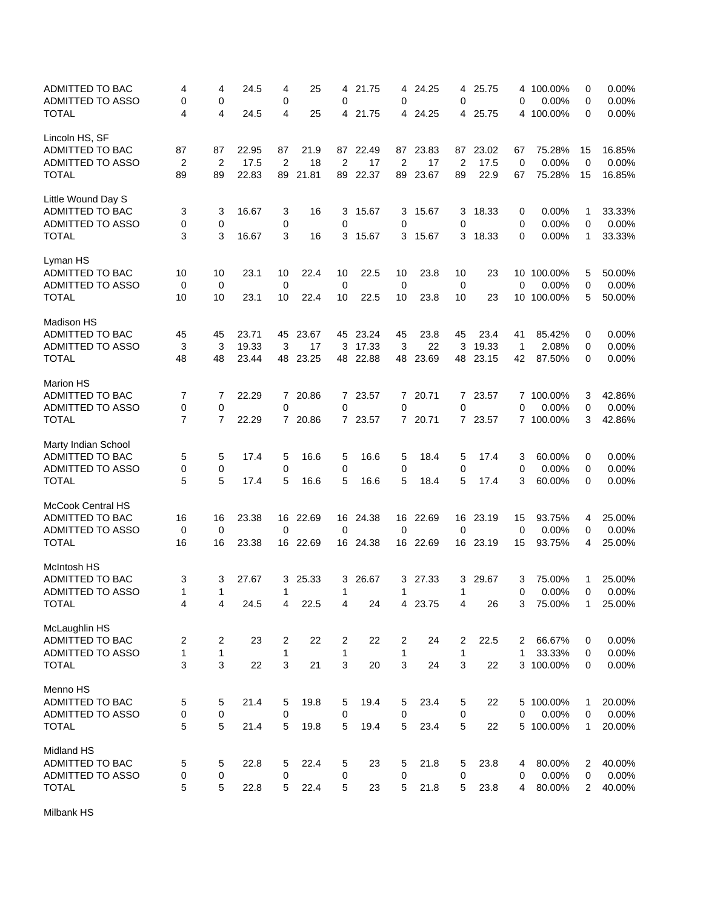| | | | | | | | | | | | | | | |
|---|---|---|---|---|---|---|---|---|---|---|---|---|---|---|
| ADMITTED TO BAC | 4 | 4 | 24.5 | 4 | 25 | 4 | 21.75 | 4 | 24.25 | 4 | 25.75 | 4 | 100.00% | 0 | 0.00% |
| ADMITTED TO ASSO | 0 | 0 | | 0 | | 0 | | 0 | | 0 | | 0 | 0.00% | 0 | 0.00% |
| TOTAL | 4 | 4 | 24.5 | 4 | 25 | 4 | 21.75 | 4 | 24.25 | 4 | 25.75 | 4 | 100.00% | 0 | 0.00% |
| Lincoln HS, SF | | | | | | | | | | | | | | | |
| ADMITTED TO BAC | 87 | 87 | 22.95 | 87 | 21.9 | 87 | 22.49 | 87 | 23.83 | 87 | 23.02 | 67 | 75.28% | 15 | 16.85% |
| ADMITTED TO ASSO | 2 | 2 | 17.5 | 2 | 18 | 2 | 17 | 2 | 17 | 2 | 17.5 | 0 | 0.00% | 0 | 0.00% |
| TOTAL | 89 | 89 | 22.83 | 89 | 21.81 | 89 | 22.37 | 89 | 23.67 | 89 | 22.9 | 67 | 75.28% | 15 | 16.85% |
| Little Wound Day S | | | | | | | | | | | | | | | |
| ADMITTED TO BAC | 3 | 3 | 16.67 | 3 | 16 | 3 | 15.67 | 3 | 15.67 | 3 | 18.33 | 0 | 0.00% | 1 | 33.33% |
| ADMITTED TO ASSO | 0 | 0 | | 0 | | 0 | | 0 | | 0 | | 0 | 0.00% | 0 | 0.00% |
| TOTAL | 3 | 3 | 16.67 | 3 | 16 | 3 | 15.67 | 3 | 15.67 | 3 | 18.33 | 0 | 0.00% | 1 | 33.33% |
| Lyman HS | | | | | | | | | | | | | | | |
| ADMITTED TO BAC | 10 | 10 | 23.1 | 10 | 22.4 | 10 | 22.5 | 10 | 23.8 | 10 | 23 | 10 | 100.00% | 5 | 50.00% |
| ADMITTED TO ASSO | 0 | 0 | | 0 | | 0 | | 0 | | 0 | | 0 | 0.00% | 0 | 0.00% |
| TOTAL | 10 | 10 | 23.1 | 10 | 22.4 | 10 | 22.5 | 10 | 23.8 | 10 | 23 | 10 | 100.00% | 5 | 50.00% |
| Madison HS | | | | | | | | | | | | | | | |
| ADMITTED TO BAC | 45 | 45 | 23.71 | 45 | 23.67 | 45 | 23.24 | 45 | 23.8 | 45 | 23.4 | 41 | 85.42% | 0 | 0.00% |
| ADMITTED TO ASSO | 3 | 3 | 19.33 | 3 | 17 | 3 | 17.33 | 3 | 22 | 3 | 19.33 | 1 | 2.08% | 0 | 0.00% |
| TOTAL | 48 | 48 | 23.44 | 48 | 23.25 | 48 | 22.88 | 48 | 23.69 | 48 | 23.15 | 42 | 87.50% | 0 | 0.00% |
| Marion HS | | | | | | | | | | | | | | | |
| ADMITTED TO BAC | 7 | 7 | 22.29 | 7 | 20.86 | 7 | 23.57 | 7 | 20.71 | 7 | 23.57 | 7 | 100.00% | 3 | 42.86% |
| ADMITTED TO ASSO | 0 | 0 | | 0 | | 0 | | 0 | | 0 | | 0 | 0.00% | 0 | 0.00% |
| TOTAL | 7 | 7 | 22.29 | 7 | 20.86 | 7 | 23.57 | 7 | 20.71 | 7 | 23.57 | 7 | 100.00% | 3 | 42.86% |
| Marty Indian School | | | | | | | | | | | | | | | |
| ADMITTED TO BAC | 5 | 5 | 17.4 | 5 | 16.6 | 5 | 16.6 | 5 | 18.4 | 5 | 17.4 | 3 | 60.00% | 0 | 0.00% |
| ADMITTED TO ASSO | 0 | 0 | | 0 | | 0 | | 0 | | 0 | | 0 | 0.00% | 0 | 0.00% |
| TOTAL | 5 | 5 | 17.4 | 5 | 16.6 | 5 | 16.6 | 5 | 18.4 | 5 | 17.4 | 3 | 60.00% | 0 | 0.00% |
| McCook Central HS | | | | | | | | | | | | | | | |
| ADMITTED TO BAC | 16 | 16 | 23.38 | 16 | 22.69 | 16 | 24.38 | 16 | 22.69 | 16 | 23.19 | 15 | 93.75% | 4 | 25.00% |
| ADMITTED TO ASSO | 0 | 0 | | 0 | | 0 | | 0 | | 0 | | 0 | 0.00% | 0 | 0.00% |
| TOTAL | 16 | 16 | 23.38 | 16 | 22.69 | 16 | 24.38 | 16 | 22.69 | 16 | 23.19 | 15 | 93.75% | 4 | 25.00% |
| McIntosh HS | | | | | | | | | | | | | | | |
| ADMITTED TO BAC | 3 | 3 | 27.67 | 3 | 25.33 | 3 | 26.67 | 3 | 27.33 | 3 | 29.67 | 3 | 75.00% | 1 | 25.00% |
| ADMITTED TO ASSO | 1 | 1 | | 1 | | 1 | | 1 | | 1 | | 0 | 0.00% | 0 | 0.00% |
| TOTAL | 4 | 4 | 24.5 | 4 | 22.5 | 4 | 24 | 4 | 23.75 | 4 | 26 | 3 | 75.00% | 1 | 25.00% |
| McLaughlin HS | | | | | | | | | | | | | | | |
| ADMITTED TO BAC | 2 | 2 | 23 | 2 | 22 | 2 | 22 | 2 | 24 | 2 | 22.5 | 2 | 66.67% | 0 | 0.00% |
| ADMITTED TO ASSO | 1 | 1 | | 1 | | 1 | | 1 | | 1 | | 1 | 33.33% | 0 | 0.00% |
| TOTAL | 3 | 3 | 22 | 3 | 21 | 3 | 20 | 3 | 24 | 3 | 22 | 3 | 100.00% | 0 | 0.00% |
| Menno HS | | | | | | | | | | | | | | | |
| ADMITTED TO BAC | 5 | 5 | 21.4 | 5 | 19.8 | 5 | 19.4 | 5 | 23.4 | 5 | 22 | 5 | 100.00% | 1 | 20.00% |
| ADMITTED TO ASSO | 0 | 0 | | 0 | | 0 | | 0 | | 0 | | 0 | 0.00% | 0 | 0.00% |
| TOTAL | 5 | 5 | 21.4 | 5 | 19.8 | 5 | 19.4 | 5 | 23.4 | 5 | 22 | 5 | 100.00% | 1 | 20.00% |
| Midland HS | | | | | | | | | | | | | | | |
| ADMITTED TO BAC | 5 | 5 | 22.8 | 5 | 22.4 | 5 | 23 | 5 | 21.8 | 5 | 23.8 | 4 | 80.00% | 2 | 40.00% |
| ADMITTED TO ASSO | 0 | 0 | | 0 | | 0 | | 0 | | 0 | | 0 | 0.00% | 0 | 0.00% |
| TOTAL | 5 | 5 | 22.8 | 5 | 22.4 | 5 | 23 | 5 | 21.8 | 5 | 23.8 | 4 | 80.00% | 2 | 40.00% |
| Milbank HS | | | | | | | | | | | | | | | |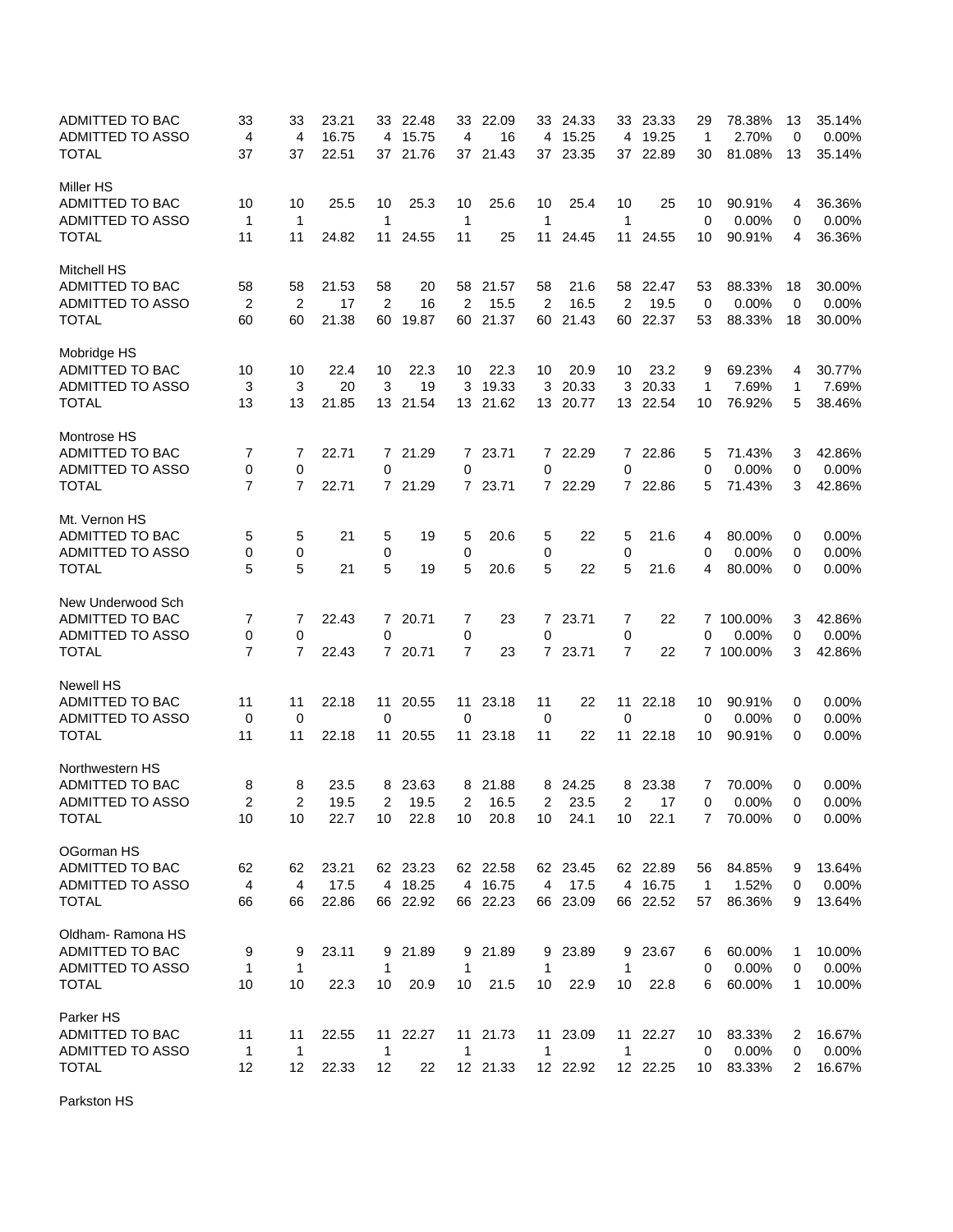| | | | | | | | | | | | | | | |
|---|---|---|---|---|---|---|---|---|---|---|---|---|---|---|
| ADMITTED TO BAC | 33 | 33 | 23.21 | 33 | 22.48 | 33 | 22.09 | 33 | 24.33 | 33 | 23.33 | 29 | 78.38% | 13 | 35.14% |
| ADMITTED TO ASSO | 4 | 4 | 16.75 | 4 | 15.75 | 4 | 16 | 4 | 15.25 | 4 | 19.25 | 1 | 2.70% | 0 | 0.00% |
| TOTAL | 37 | 37 | 22.51 | 37 | 21.76 | 37 | 21.43 | 37 | 23.35 | 37 | 22.89 | 30 | 81.08% | 13 | 35.14% |
| Miller HS | | | | | | | | | | | | | | | |
| ADMITTED TO BAC | 10 | 10 | 25.5 | 10 | 25.3 | 10 | 25.6 | 10 | 25.4 | 10 | 25 | 10 | 90.91% | 4 | 36.36% |
| ADMITTED TO ASSO | 1 | 1 | | 1 | | 1 | | 1 | | 1 | | 0 | 0.00% | 0 | 0.00% |
| TOTAL | 11 | 11 | 24.82 | 11 | 24.55 | 11 | 25 | 11 | 24.45 | 11 | 24.55 | 10 | 90.91% | 4 | 36.36% |
| Mitchell HS | | | | | | | | | | | | | | | |
| ADMITTED TO BAC | 58 | 58 | 21.53 | 58 | 20 | 58 | 21.57 | 58 | 21.6 | 58 | 22.47 | 53 | 88.33% | 18 | 30.00% |
| ADMITTED TO ASSO | 2 | 2 | 17 | 2 | 16 | 2 | 15.5 | 2 | 16.5 | 2 | 19.5 | 0 | 0.00% | 0 | 0.00% |
| TOTAL | 60 | 60 | 21.38 | 60 | 19.87 | 60 | 21.37 | 60 | 21.43 | 60 | 22.37 | 53 | 88.33% | 18 | 30.00% |
| Mobridge HS | | | | | | | | | | | | | | | |
| ADMITTED TO BAC | 10 | 10 | 22.4 | 10 | 22.3 | 10 | 22.3 | 10 | 20.9 | 10 | 23.2 | 9 | 69.23% | 4 | 30.77% |
| ADMITTED TO ASSO | 3 | 3 | 20 | 3 | 19 | 3 | 19.33 | 3 | 20.33 | 3 | 20.33 | 1 | 7.69% | 1 | 7.69% |
| TOTAL | 13 | 13 | 21.85 | 13 | 21.54 | 13 | 21.62 | 13 | 20.77 | 13 | 22.54 | 10 | 76.92% | 5 | 38.46% |
| Montrose HS | | | | | | | | | | | | | | | |
| ADMITTED TO BAC | 7 | 7 | 22.71 | 7 | 21.29 | 7 | 23.71 | 7 | 22.29 | 7 | 22.86 | 5 | 71.43% | 3 | 42.86% |
| ADMITTED TO ASSO | 0 | 0 | | 0 | | 0 | | 0 | | 0 | | 0 | 0.00% | 0 | 0.00% |
| TOTAL | 7 | 7 | 22.71 | 7 | 21.29 | 7 | 23.71 | 7 | 22.29 | 7 | 22.86 | 5 | 71.43% | 3 | 42.86% |
| Mt. Vernon HS | | | | | | | | | | | | | | | |
| ADMITTED TO BAC | 5 | 5 | 21 | 5 | 19 | 5 | 20.6 | 5 | 22 | 5 | 21.6 | 4 | 80.00% | 0 | 0.00% |
| ADMITTED TO ASSO | 0 | 0 | | 0 | | 0 | | 0 | | 0 | | 0 | 0.00% | 0 | 0.00% |
| TOTAL | 5 | 5 | 21 | 5 | 19 | 5 | 20.6 | 5 | 22 | 5 | 21.6 | 4 | 80.00% | 0 | 0.00% |
| New Underwood Sch | | | | | | | | | | | | | | | |
| ADMITTED TO BAC | 7 | 7 | 22.43 | 7 | 20.71 | 7 | 23 | 7 | 23.71 | 7 | 22 | 7 | 100.00% | 3 | 42.86% |
| ADMITTED TO ASSO | 0 | 0 | | 0 | | 0 | | 0 | | 0 | | 0 | 0.00% | 0 | 0.00% |
| TOTAL | 7 | 7 | 22.43 | 7 | 20.71 | 7 | 23 | 7 | 23.71 | 7 | 22 | 7 | 100.00% | 3 | 42.86% |
| Newell HS | | | | | | | | | | | | | | | |
| ADMITTED TO BAC | 11 | 11 | 22.18 | 11 | 20.55 | 11 | 23.18 | 11 | 22 | 11 | 22.18 | 10 | 90.91% | 0 | 0.00% |
| ADMITTED TO ASSO | 0 | 0 | | 0 | | 0 | | 0 | | 0 | | 0 | 0.00% | 0 | 0.00% |
| TOTAL | 11 | 11 | 22.18 | 11 | 20.55 | 11 | 23.18 | 11 | 22 | 11 | 22.18 | 10 | 90.91% | 0 | 0.00% |
| Northwestern HS | | | | | | | | | | | | | | | |
| ADMITTED TO BAC | 8 | 8 | 23.5 | 8 | 23.63 | 8 | 21.88 | 8 | 24.25 | 8 | 23.38 | 7 | 70.00% | 0 | 0.00% |
| ADMITTED TO ASSO | 2 | 2 | 19.5 | 2 | 19.5 | 2 | 16.5 | 2 | 23.5 | 2 | 17 | 0 | 0.00% | 0 | 0.00% |
| TOTAL | 10 | 10 | 22.7 | 10 | 22.8 | 10 | 20.8 | 10 | 24.1 | 10 | 22.1 | 7 | 70.00% | 0 | 0.00% |
| OGorman HS | | | | | | | | | | | | | | | |
| ADMITTED TO BAC | 62 | 62 | 23.21 | 62 | 23.23 | 62 | 22.58 | 62 | 23.45 | 62 | 22.89 | 56 | 84.85% | 9 | 13.64% |
| ADMITTED TO ASSO | 4 | 4 | 17.5 | 4 | 18.25 | 4 | 16.75 | 4 | 17.5 | 4 | 16.75 | 1 | 1.52% | 0 | 0.00% |
| TOTAL | 66 | 66 | 22.86 | 66 | 22.92 | 66 | 22.23 | 66 | 23.09 | 66 | 22.52 | 57 | 86.36% | 9 | 13.64% |
| Oldham- Ramona HS | | | | | | | | | | | | | | | |
| ADMITTED TO BAC | 9 | 9 | 23.11 | 9 | 21.89 | 9 | 21.89 | 9 | 23.89 | 9 | 23.67 | 6 | 60.00% | 1 | 10.00% |
| ADMITTED TO ASSO | 1 | 1 | | 1 | | 1 | | 1 | | 1 | | 0 | 0.00% | 0 | 0.00% |
| TOTAL | 10 | 10 | 22.3 | 10 | 20.9 | 10 | 21.5 | 10 | 22.9 | 10 | 22.8 | 6 | 60.00% | 1 | 10.00% |
| Parker HS | | | | | | | | | | | | | | | |
| ADMITTED TO BAC | 11 | 11 | 22.55 | 11 | 22.27 | 11 | 21.73 | 11 | 23.09 | 11 | 22.27 | 10 | 83.33% | 2 | 16.67% |
| ADMITTED TO ASSO | 1 | 1 | | 1 | | 1 | | 1 | | 1 | | 0 | 0.00% | 0 | 0.00% |
| TOTAL | 12 | 12 | 22.33 | 12 | 22 | 12 | 21.33 | 12 | 22.92 | 12 | 22.25 | 10 | 83.33% | 2 | 16.67% |
| Parkston HS | | | | | | | | | | | | | | | |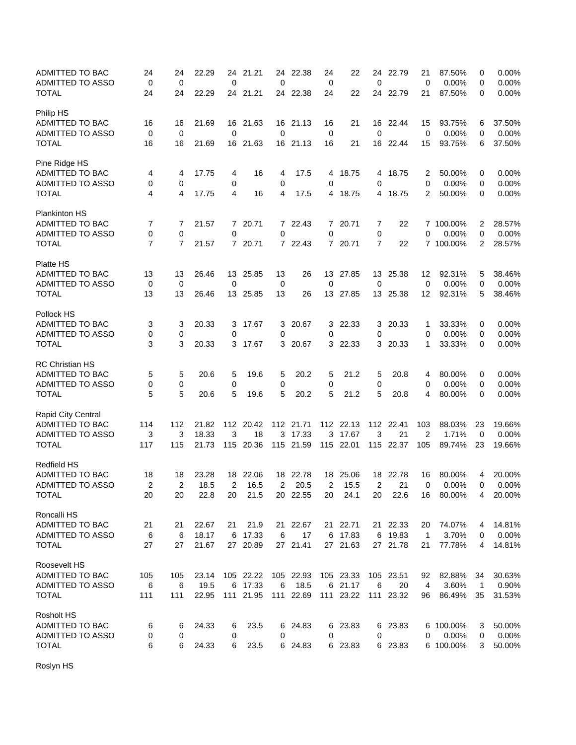| | | | | | | | | | | | | | | | |
|---|---|---|---|---|---|---|---|---|---|---|---|---|---|---|---|
| ADMITTED TO BAC | 24 | 24 | 22.29 | 24 | 21.21 | 24 | 22.38 | 24 | 22 | 24 | 22.79 | 21 | 87.50% | 0 | 0.00% |
| ADMITTED TO ASSO | 0 | 0 | | 0 | | 0 | | 0 | | 0 | | 0 | 0.00% | 0 | 0.00% |
| TOTAL | 24 | 24 | 22.29 | 24 | 21.21 | 24 | 22.38 | 24 | 22 | 24 | 22.79 | 21 | 87.50% | 0 | 0.00% |
| Philip HS | | | | | | | | | | | | | | | |
| ADMITTED TO BAC | 16 | 16 | 21.69 | 16 | 21.63 | 16 | 21.13 | 16 | 21 | 16 | 22.44 | 15 | 93.75% | 6 | 37.50% |
| ADMITTED TO ASSO | 0 | 0 | | 0 | | 0 | | 0 | | 0 | | 0 | 0.00% | 0 | 0.00% |
| TOTAL | 16 | 16 | 21.69 | 16 | 21.63 | 16 | 21.13 | 16 | 21 | 16 | 22.44 | 15 | 93.75% | 6 | 37.50% |
| Pine Ridge HS | | | | | | | | | | | | | | | |
| ADMITTED TO BAC | 4 | 4 | 17.75 | 4 | 16 | 4 | 17.5 | 4 | 18.75 | 4 | 18.75 | 2 | 50.00% | 0 | 0.00% |
| ADMITTED TO ASSO | 0 | 0 | | 0 | | 0 | | 0 | | 0 | | 0 | 0.00% | 0 | 0.00% |
| TOTAL | 4 | 4 | 17.75 | 4 | 16 | 4 | 17.5 | 4 | 18.75 | 4 | 18.75 | 2 | 50.00% | 0 | 0.00% |
| Plankinton HS | | | | | | | | | | | | | | | |
| ADMITTED TO BAC | 7 | 7 | 21.57 | 7 | 20.71 | 7 | 22.43 | 7 | 20.71 | 7 | 22 | 7 | 100.00% | 2 | 28.57% |
| ADMITTED TO ASSO | 0 | 0 | | 0 | | 0 | | 0 | | 0 | | 0 | 0.00% | 0 | 0.00% |
| TOTAL | 7 | 7 | 21.57 | 7 | 20.71 | 7 | 22.43 | 7 | 20.71 | 7 | 22 | 7 | 100.00% | 2 | 28.57% |
| Platte HS | | | | | | | | | | | | | | | |
| ADMITTED TO BAC | 13 | 13 | 26.46 | 13 | 25.85 | 13 | 26 | 13 | 27.85 | 13 | 25.38 | 12 | 92.31% | 5 | 38.46% |
| ADMITTED TO ASSO | 0 | 0 | | 0 | | 0 | | 0 | | 0 | | 0 | 0.00% | 0 | 0.00% |
| TOTAL | 13 | 13 | 26.46 | 13 | 25.85 | 13 | 26 | 13 | 27.85 | 13 | 25.38 | 12 | 92.31% | 5 | 38.46% |
| Pollock HS | | | | | | | | | | | | | | | |
| ADMITTED TO BAC | 3 | 3 | 20.33 | 3 | 17.67 | 3 | 20.67 | 3 | 22.33 | 3 | 20.33 | 1 | 33.33% | 0 | 0.00% |
| ADMITTED TO ASSO | 0 | 0 | | 0 | | 0 | | 0 | | 0 | | 0 | 0.00% | 0 | 0.00% |
| TOTAL | 3 | 3 | 20.33 | 3 | 17.67 | 3 | 20.67 | 3 | 22.33 | 3 | 20.33 | 1 | 33.33% | 0 | 0.00% |
| RC Christian HS | | | | | | | | | | | | | | | |
| ADMITTED TO BAC | 5 | 5 | 20.6 | 5 | 19.6 | 5 | 20.2 | 5 | 21.2 | 5 | 20.8 | 4 | 80.00% | 0 | 0.00% |
| ADMITTED TO ASSO | 0 | 0 | | 0 | | 0 | | 0 | | 0 | | 0 | 0.00% | 0 | 0.00% |
| TOTAL | 5 | 5 | 20.6 | 5 | 19.6 | 5 | 20.2 | 5 | 21.2 | 5 | 20.8 | 4 | 80.00% | 0 | 0.00% |
| Rapid City Central | | | | | | | | | | | | | | | |
| ADMITTED TO BAC | 114 | 112 | 21.82 | 112 | 20.42 | 112 | 21.71 | 112 | 22.13 | 112 | 22.41 | 103 | 88.03% | 23 | 19.66% |
| ADMITTED TO ASSO | 3 | 3 | 18.33 | 3 | 18 | 3 | 17.33 | 3 | 17.67 | 3 | 21 | 2 | 1.71% | 0 | 0.00% |
| TOTAL | 117 | 115 | 21.73 | 115 | 20.36 | 115 | 21.59 | 115 | 22.01 | 115 | 22.37 | 105 | 89.74% | 23 | 19.66% |
| Redfield HS | | | | | | | | | | | | | | | |
| ADMITTED TO BAC | 18 | 18 | 23.28 | 18 | 22.06 | 18 | 22.78 | 18 | 25.06 | 18 | 22.78 | 16 | 80.00% | 4 | 20.00% |
| ADMITTED TO ASSO | 2 | 2 | 18.5 | 2 | 16.5 | 2 | 20.5 | 2 | 15.5 | 2 | 21 | 0 | 0.00% | 0 | 0.00% |
| TOTAL | 20 | 20 | 22.8 | 20 | 21.5 | 20 | 22.55 | 20 | 24.1 | 20 | 22.6 | 16 | 80.00% | 4 | 20.00% |
| Roncalli HS | | | | | | | | | | | | | | | |
| ADMITTED TO BAC | 21 | 21 | 22.67 | 21 | 21.9 | 21 | 22.67 | 21 | 22.71 | 21 | 22.33 | 20 | 74.07% | 4 | 14.81% |
| ADMITTED TO ASSO | 6 | 6 | 18.17 | 6 | 17.33 | 6 | 17 | 6 | 17.83 | 6 | 19.83 | 1 | 3.70% | 0 | 0.00% |
| TOTAL | 27 | 27 | 21.67 | 27 | 20.89 | 27 | 21.41 | 27 | 21.63 | 27 | 21.78 | 21 | 77.78% | 4 | 14.81% |
| Roosevelt HS | | | | | | | | | | | | | | | |
| ADMITTED TO BAC | 105 | 105 | 23.14 | 105 | 22.22 | 105 | 22.93 | 105 | 23.33 | 105 | 23.51 | 92 | 82.88% | 34 | 30.63% |
| ADMITTED TO ASSO | 6 | 6 | 19.5 | 6 | 17.33 | 6 | 18.5 | 6 | 21.17 | 6 | 20 | 4 | 3.60% | 1 | 0.90% |
| TOTAL | 111 | 111 | 22.95 | 111 | 21.95 | 111 | 22.69 | 111 | 23.22 | 111 | 23.32 | 96 | 86.49% | 35 | 31.53% |
| Rosholt HS | | | | | | | | | | | | | | | |
| ADMITTED TO BAC | 6 | 6 | 24.33 | 6 | 23.5 | 6 | 24.83 | 6 | 23.83 | 6 | 23.83 | 6 | 100.00% | 3 | 50.00% |
| ADMITTED TO ASSO | 0 | 0 | | 0 | | 0 | | 0 | | 0 | | 0 | 0.00% | 0 | 0.00% |
| TOTAL | 6 | 6 | 24.33 | 6 | 23.5 | 6 | 24.83 | 6 | 23.83 | 6 | 23.83 | 6 | 100.00% | 3 | 50.00% |
| Roslyn HS | | | | | | | | | | | | | | | |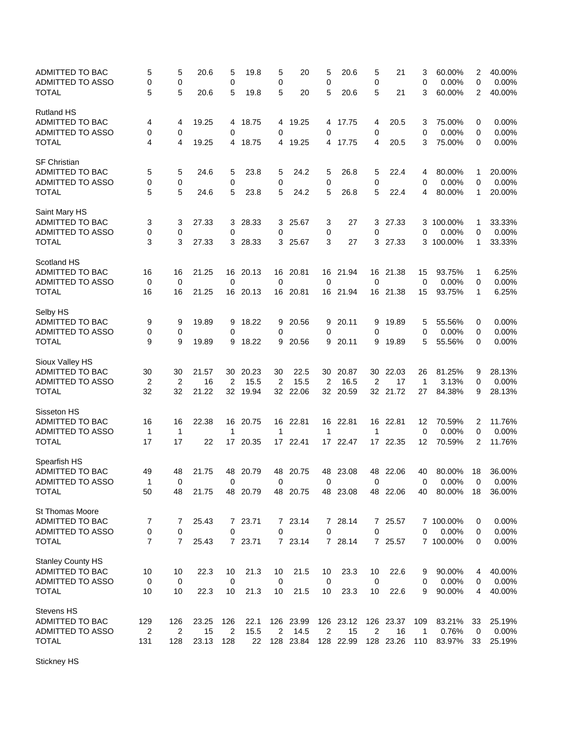| | | | | | | | | | | | | | | | | |
|---|---|---|---|---|---|---|---|---|---|---|---|---|---|---|---|---|
| ADMITTED TO BAC | 5 | 5 | 20.6 | 5 | 19.8 | 5 | 20 | 5 | 20.6 | 5 | 21 | 3 | 60.00% | 2 | 40.00% |
| ADMITTED TO ASSO | 0 | 0 | | 0 | | 0 | | 0 | | 0 | | 0 | 0.00% | 0 | 0.00% |
| TOTAL | 5 | 5 | 20.6 | 5 | 19.8 | 5 | 20 | 5 | 20.6 | 5 | 21 | 3 | 60.00% | 2 | 40.00% |
| | | | | | | | | | | | | | | | |
| Rutland HS | | | | | | | | | | | | | | | |
| ADMITTED TO BAC | 4 | 4 | 19.25 | 4 | 18.75 | 4 | 19.25 | 4 | 17.75 | 4 | 20.5 | 3 | 75.00% | 0 | 0.00% |
| ADMITTED TO ASSO | 0 | 0 | | 0 | | 0 | | 0 | | 0 | | 0 | 0.00% | 0 | 0.00% |
| TOTAL | 4 | 4 | 19.25 | 4 | 18.75 | 4 | 19.25 | 4 | 17.75 | 4 | 20.5 | 3 | 75.00% | 0 | 0.00% |
| | | | | | | | | | | | | | | | |
| SF Christian | | | | | | | | | | | | | | | |
| ADMITTED TO BAC | 5 | 5 | 24.6 | 5 | 23.8 | 5 | 24.2 | 5 | 26.8 | 5 | 22.4 | 4 | 80.00% | 1 | 20.00% |
| ADMITTED TO ASSO | 0 | 0 | | 0 | | 0 | | 0 | | 0 | | 0 | 0.00% | 0 | 0.00% |
| TOTAL | 5 | 5 | 24.6 | 5 | 23.8 | 5 | 24.2 | 5 | 26.8 | 5 | 22.4 | 4 | 80.00% | 1 | 20.00% |
| | | | | | | | | | | | | | | | |
| Saint Mary HS | | | | | | | | | | | | | | | |
| ADMITTED TO BAC | 3 | 3 | 27.33 | 3 | 28.33 | 3 | 25.67 | 3 | 27 | 3 | 27.33 | 3 | 100.00% | 1 | 33.33% |
| ADMITTED TO ASSO | 0 | 0 | | 0 | | 0 | | 0 | | 0 | | 0 | 0.00% | 0 | 0.00% |
| TOTAL | 3 | 3 | 27.33 | 3 | 28.33 | 3 | 25.67 | 3 | 27 | 3 | 27.33 | 3 | 100.00% | 1 | 33.33% |
| | | | | | | | | | | | | | | | |
| Scotland HS | | | | | | | | | | | | | | | |
| ADMITTED TO BAC | 16 | 16 | 21.25 | 16 | 20.13 | 16 | 20.81 | 16 | 21.94 | 16 | 21.38 | 15 | 93.75% | 1 | 6.25% |
| ADMITTED TO ASSO | 0 | 0 | | 0 | | 0 | | 0 | | 0 | | 0 | 0.00% | 0 | 0.00% |
| TOTAL | 16 | 16 | 21.25 | 16 | 20.13 | 16 | 20.81 | 16 | 21.94 | 16 | 21.38 | 15 | 93.75% | 1 | 6.25% |
| | | | | | | | | | | | | | | | |
| Selby HS | | | | | | | | | | | | | | | |
| ADMITTED TO BAC | 9 | 9 | 19.89 | 9 | 18.22 | 9 | 20.56 | 9 | 20.11 | 9 | 19.89 | 5 | 55.56% | 0 | 0.00% |
| ADMITTED TO ASSO | 0 | 0 | | 0 | | 0 | | 0 | | 0 | | 0 | 0.00% | 0 | 0.00% |
| TOTAL | 9 | 9 | 19.89 | 9 | 18.22 | 9 | 20.56 | 9 | 20.11 | 9 | 19.89 | 5 | 55.56% | 0 | 0.00% |
| | | | | | | | | | | | | | | | |
| Sioux Valley HS | | | | | | | | | | | | | | | |
| ADMITTED TO BAC | 30 | 30 | 21.57 | 30 | 20.23 | 30 | 22.5 | 30 | 20.87 | 30 | 22.03 | 26 | 81.25% | 9 | 28.13% |
| ADMITTED TO ASSO | 2 | 2 | 16 | 2 | 15.5 | 2 | 15.5 | 2 | 16.5 | 2 | 17 | 1 | 3.13% | 0 | 0.00% |
| TOTAL | 32 | 32 | 21.22 | 32 | 19.94 | 32 | 22.06 | 32 | 20.59 | 32 | 21.72 | 27 | 84.38% | 9 | 28.13% |
| | | | | | | | | | | | | | | | |
| Sisseton HS | | | | | | | | | | | | | | | |
| ADMITTED TO BAC | 16 | 16 | 22.38 | 16 | 20.75 | 16 | 22.81 | 16 | 22.81 | 16 | 22.81 | 12 | 70.59% | 2 | 11.76% |
| ADMITTED TO ASSO | 1 | 1 | | 1 | | 1 | | 1 | | 1 | | 0 | 0.00% | 0 | 0.00% |
| TOTAL | 17 | 17 | 22 | 17 | 20.35 | 17 | 22.41 | 17 | 22.47 | 17 | 22.35 | 12 | 70.59% | 2 | 11.76% |
| | | | | | | | | | | | | | | | |
| Spearfish HS | | | | | | | | | | | | | | | |
| ADMITTED TO BAC | 49 | 48 | 21.75 | 48 | 20.79 | 48 | 20.75 | 48 | 23.08 | 48 | 22.06 | 40 | 80.00% | 18 | 36.00% |
| ADMITTED TO ASSO | 1 | 0 | | 0 | | 0 | | 0 | | 0 | | 0 | 0.00% | 0 | 0.00% |
| TOTAL | 50 | 48 | 21.75 | 48 | 20.79 | 48 | 20.75 | 48 | 23.08 | 48 | 22.06 | 40 | 80.00% | 18 | 36.00% |
| | | | | | | | | | | | | | | | |
| St Thomas Moore | | | | | | | | | | | | | | | |
| ADMITTED TO BAC | 7 | 7 | 25.43 | 7 | 23.71 | 7 | 23.14 | 7 | 28.14 | 7 | 25.57 | 7 | 100.00% | 0 | 0.00% |
| ADMITTED TO ASSO | 0 | 0 | | 0 | | 0 | | 0 | | 0 | | 0 | 0.00% | 0 | 0.00% |
| TOTAL | 7 | 7 | 25.43 | 7 | 23.71 | 7 | 23.14 | 7 | 28.14 | 7 | 25.57 | 7 | 100.00% | 0 | 0.00% |
| | | | | | | | | | | | | | | | |
| Stanley County HS | | | | | | | | | | | | | | | |
| ADMITTED TO BAC | 10 | 10 | 22.3 | 10 | 21.3 | 10 | 21.5 | 10 | 23.3 | 10 | 22.6 | 9 | 90.00% | 4 | 40.00% |
| ADMITTED TO ASSO | 0 | 0 | | 0 | | 0 | | 0 | | 0 | | 0 | 0.00% | 0 | 0.00% |
| TOTAL | 10 | 10 | 22.3 | 10 | 21.3 | 10 | 21.5 | 10 | 23.3 | 10 | 22.6 | 9 | 90.00% | 4 | 40.00% |
| | | | | | | | | | | | | | | | |
| Stevens HS | | | | | | | | | | | | | | | |
| ADMITTED TO BAC | 129 | 126 | 23.25 | 126 | 22.1 | 126 | 23.99 | 126 | 23.12 | 126 | 23.37 | 109 | 83.21% | 33 | 25.19% |
| ADMITTED TO ASSO | 2 | 2 | 15 | 2 | 15.5 | 2 | 14.5 | 2 | 15 | 2 | 16 | 1 | 0.76% | 0 | 0.00% |
| TOTAL | 131 | 128 | 23.13 | 128 | 22 | 128 | 23.84 | 128 | 22.99 | 128 | 23.26 | 110 | 83.97% | 33 | 25.19% |
| | | | | | | | | | | | | | | | |
| Stickney HS | | | | | | | | | | | | | | | |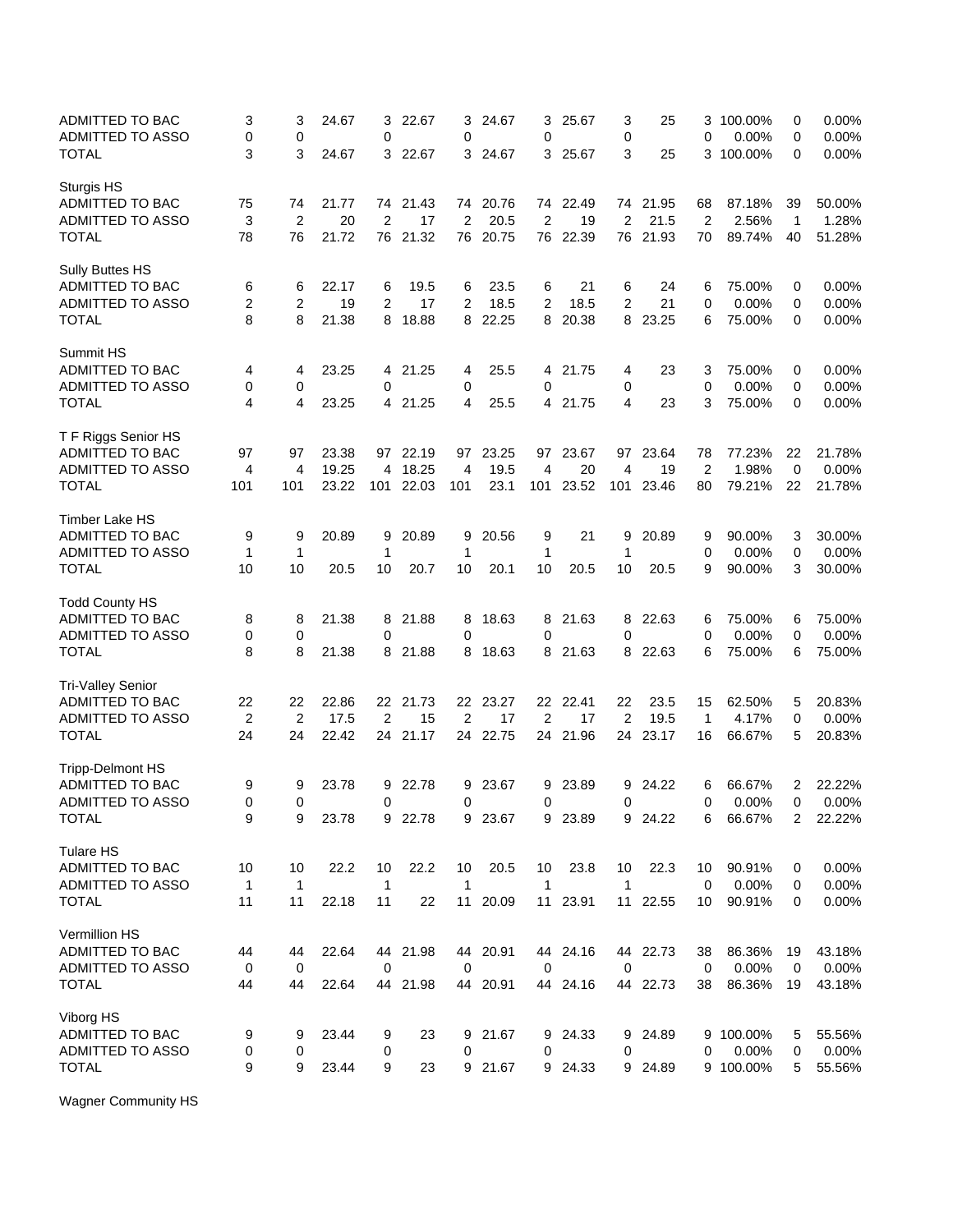| | | | | | | | | | | | | | | | | |
|---|---|---|---|---|---|---|---|---|---|---|---|---|---|---|---|---|
| ADMITTED TO BAC | 3 | 3 | 24.67 | 3 | 22.67 | 3 | 24.67 | 3 | 25.67 | 3 | 25 | 3 | 100.00% | 0 | 0.00% |
| ADMITTED TO ASSO | 0 | 0 | | 0 | | 0 | | 0 | | 0 | | 0 | 0.00% | 0 | 0.00% |
| TOTAL | 3 | 3 | 24.67 | 3 | 22.67 | 3 | 24.67 | 3 | 25.67 | 3 | 25 | 3 | 100.00% | 0 | 0.00% |
| | | | | | | | | | | | | | | | |
| Sturgis HS | | | | | | | | | | | | | | | |
| ADMITTED TO BAC | 75 | 74 | 21.77 | 74 | 21.43 | 74 | 20.76 | 74 | 22.49 | 74 | 21.95 | 68 | 87.18% | 39 | 50.00% |
| ADMITTED TO ASSO | 3 | 2 | 20 | 2 | 17 | 2 | 20.5 | 2 | 19 | 2 | 21.5 | 2 | 2.56% | 1 | 1.28% |
| TOTAL | 78 | 76 | 21.72 | 76 | 21.32 | 76 | 20.75 | 76 | 22.39 | 76 | 21.93 | 70 | 89.74% | 40 | 51.28% |
| | | | | | | | | | | | | | | | |
| Sully Buttes HS | | | | | | | | | | | | | | | |
| ADMITTED TO BAC | 6 | 6 | 22.17 | 6 | 19.5 | 6 | 23.5 | 6 | 21 | 6 | 24 | 6 | 75.00% | 0 | 0.00% |
| ADMITTED TO ASSO | 2 | 2 | 19 | 2 | 17 | 2 | 18.5 | 2 | 18.5 | 2 | 21 | 0 | 0.00% | 0 | 0.00% |
| TOTAL | 8 | 8 | 21.38 | 8 | 18.88 | 8 | 22.25 | 8 | 20.38 | 8 | 23.25 | 6 | 75.00% | 0 | 0.00% |
| | | | | | | | | | | | | | | | |
| Summit HS | | | | | | | | | | | | | | | |
| ADMITTED TO BAC | 4 | 4 | 23.25 | 4 | 21.25 | 4 | 25.5 | 4 | 21.75 | 4 | 23 | 3 | 75.00% | 0 | 0.00% |
| ADMITTED TO ASSO | 0 | 0 | | 0 | | 0 | | 0 | | 0 | | 0 | 0.00% | 0 | 0.00% |
| TOTAL | 4 | 4 | 23.25 | 4 | 21.25 | 4 | 25.5 | 4 | 21.75 | 4 | 23 | 3 | 75.00% | 0 | 0.00% |
| | | | | | | | | | | | | | | | |
| T F Riggs Senior HS | | | | | | | | | | | | | | | |
| ADMITTED TO BAC | 97 | 97 | 23.38 | 97 | 22.19 | 97 | 23.25 | 97 | 23.67 | 97 | 23.64 | 78 | 77.23% | 22 | 21.78% |
| ADMITTED TO ASSO | 4 | 4 | 19.25 | 4 | 18.25 | 4 | 19.5 | 4 | 20 | 4 | 19 | 2 | 1.98% | 0 | 0.00% |
| TOTAL | 101 | 101 | 23.22 | 101 | 22.03 | 101 | 23.1 | 101 | 23.52 | 101 | 23.46 | 80 | 79.21% | 22 | 21.78% |
| | | | | | | | | | | | | | | | |
| Timber Lake HS | | | | | | | | | | | | | | | |
| ADMITTED TO BAC | 9 | 9 | 20.89 | 9 | 20.89 | 9 | 20.56 | 9 | 21 | 9 | 20.89 | 9 | 90.00% | 3 | 30.00% |
| ADMITTED TO ASSO | 1 | 1 | | 1 | | 1 | | 1 | | 1 | | 0 | 0.00% | 0 | 0.00% |
| TOTAL | 10 | 10 | 20.5 | 10 | 20.7 | 10 | 20.1 | 10 | 20.5 | 10 | 20.5 | 9 | 90.00% | 3 | 30.00% |
| | | | | | | | | | | | | | | | |
| Todd County HS | | | | | | | | | | | | | | | |
| ADMITTED TO BAC | 8 | 8 | 21.38 | 8 | 21.88 | 8 | 18.63 | 8 | 21.63 | 8 | 22.63 | 6 | 75.00% | 6 | 75.00% |
| ADMITTED TO ASSO | 0 | 0 | | 0 | | 0 | | 0 | | 0 | | 0 | 0.00% | 0 | 0.00% |
| TOTAL | 8 | 8 | 21.38 | 8 | 21.88 | 8 | 18.63 | 8 | 21.63 | 8 | 22.63 | 6 | 75.00% | 6 | 75.00% |
| | | | | | | | | | | | | | | | |
| Tri-Valley Senior | | | | | | | | | | | | | | | |
| ADMITTED TO BAC | 22 | 22 | 22.86 | 22 | 21.73 | 22 | 23.27 | 22 | 22.41 | 22 | 23.5 | 15 | 62.50% | 5 | 20.83% |
| ADMITTED TO ASSO | 2 | 2 | 17.5 | 2 | 15 | 2 | 17 | 2 | 17 | 2 | 19.5 | 1 | 4.17% | 0 | 0.00% |
| TOTAL | 24 | 24 | 22.42 | 24 | 21.17 | 24 | 22.75 | 24 | 21.96 | 24 | 23.17 | 16 | 66.67% | 5 | 20.83% |
| | | | | | | | | | | | | | | | |
| Tripp-Delmont HS | | | | | | | | | | | | | | | |
| ADMITTED TO BAC | 9 | 9 | 23.78 | 9 | 22.78 | 9 | 23.67 | 9 | 23.89 | 9 | 24.22 | 6 | 66.67% | 2 | 22.22% |
| ADMITTED TO ASSO | 0 | 0 | | 0 | | 0 | | 0 | | 0 | | 0 | 0.00% | 0 | 0.00% |
| TOTAL | 9 | 9 | 23.78 | 9 | 22.78 | 9 | 23.67 | 9 | 23.89 | 9 | 24.22 | 6 | 66.67% | 2 | 22.22% |
| | | | | | | | | | | | | | | | |
| Tulare HS | | | | | | | | | | | | | | | |
| ADMITTED TO BAC | 10 | 10 | 22.2 | 10 | 22.2 | 10 | 20.5 | 10 | 23.8 | 10 | 22.3 | 10 | 90.91% | 0 | 0.00% |
| ADMITTED TO ASSO | 1 | 1 | | 1 | | 1 | | 1 | | 1 | | 0 | 0.00% | 0 | 0.00% |
| TOTAL | 11 | 11 | 22.18 | 11 | 22 | 11 | 20.09 | 11 | 23.91 | 11 | 22.55 | 10 | 90.91% | 0 | 0.00% |
| | | | | | | | | | | | | | | | |
| Vermillion HS | | | | | | | | | | | | | | | |
| ADMITTED TO BAC | 44 | 44 | 22.64 | 44 | 21.98 | 44 | 20.91 | 44 | 24.16 | 44 | 22.73 | 38 | 86.36% | 19 | 43.18% |
| ADMITTED TO ASSO | 0 | 0 | | 0 | | 0 | | 0 | | 0 | | 0 | 0.00% | 0 | 0.00% |
| TOTAL | 44 | 44 | 22.64 | 44 | 21.98 | 44 | 20.91 | 44 | 24.16 | 44 | 22.73 | 38 | 86.36% | 19 | 43.18% |
| | | | | | | | | | | | | | | | |
| Viborg HS | | | | | | | | | | | | | | | |
| ADMITTED TO BAC | 9 | 9 | 23.44 | 9 | 23 | 9 | 21.67 | 9 | 24.33 | 9 | 24.89 | 9 | 100.00% | 5 | 55.56% |
| ADMITTED TO ASSO | 0 | 0 | | 0 | | 0 | | 0 | | 0 | | 0 | 0.00% | 0 | 0.00% |
| TOTAL | 9 | 9 | 23.44 | 9 | 23 | 9 | 21.67 | 9 | 24.33 | 9 | 24.89 | 9 | 100.00% | 5 | 55.56% |
| | | | | | | | | | | | | | | | |
| Wagner Community HS | | | | | | | | | | | | | | | |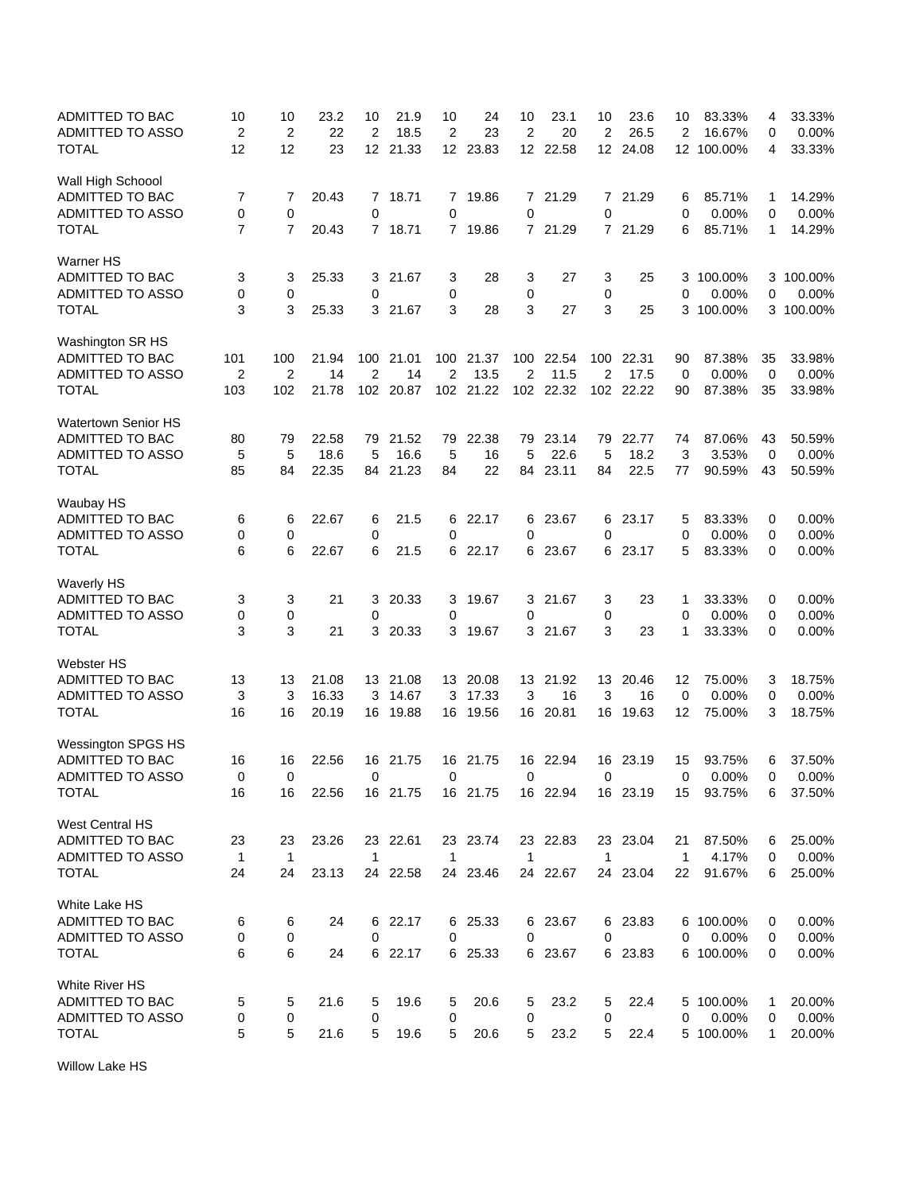| | | | | | | | | | | | | | | | |
|---|---|---|---|---|---|---|---|---|---|---|---|---|---|---|---|
| ADMITTED TO BAC | 10 | 10 | 23.2 | 10 | 21.9 | 10 | 24 | 10 | 23.1 | 10 | 23.6 | 10 | 83.33% | 4 | 33.33% |
| ADMITTED TO ASSO | 2 | 2 | 22 | 2 | 18.5 | 2 | 23 | 2 | 20 | 2 | 26.5 | 2 | 16.67% | 0 | 0.00% |
| TOTAL | 12 | 12 | 23 | 12 | 21.33 | 12 | 23.83 | 12 | 22.58 | 12 | 24.08 | 12 | 100.00% | 4 | 33.33% |
| | | | | | | | | | | | | | | | |
| Wall High Schoool | | | | | | | | | | | | | | | |
| ADMITTED TO BAC | 7 | 7 | 20.43 | 7 | 18.71 | 7 | 19.86 | 7 | 21.29 | 7 | 21.29 | 6 | 85.71% | 1 | 14.29% |
| ADMITTED TO ASSO | 0 | 0 | | 0 | | 0 | | 0 | | 0 | | 0 | 0.00% | 0 | 0.00% |
| TOTAL | 7 | 7 | 20.43 | 7 | 18.71 | 7 | 19.86 | 7 | 21.29 | 7 | 21.29 | 6 | 85.71% | 1 | 14.29% |
| | | | | | | | | | | | | | | | |
| Warner HS | | | | | | | | | | | | | | | |
| ADMITTED TO BAC | 3 | 3 | 25.33 | 3 | 21.67 | 3 | 28 | 3 | 27 | 3 | 25 | 3 | 100.00% | 3 | 100.00% |
| ADMITTED TO ASSO | 0 | 0 | | 0 | | 0 | | 0 | | 0 | | 0 | 0.00% | 0 | 0.00% |
| TOTAL | 3 | 3 | 25.33 | 3 | 21.67 | 3 | 28 | 3 | 27 | 3 | 25 | 3 | 100.00% | 3 | 100.00% |
| | | | | | | | | | | | | | | | |
| Washington SR HS | | | | | | | | | | | | | | | |
| ADMITTED TO BAC | 101 | 100 | 21.94 | 100 | 21.01 | 100 | 21.37 | 100 | 22.54 | 100 | 22.31 | 90 | 87.38% | 35 | 33.98% |
| ADMITTED TO ASSO | 2 | 2 | 14 | 2 | 14 | 2 | 13.5 | 2 | 11.5 | 2 | 17.5 | 0 | 0.00% | 0 | 0.00% |
| TOTAL | 103 | 102 | 21.78 | 102 | 20.87 | 102 | 21.22 | 102 | 22.32 | 102 | 22.22 | 90 | 87.38% | 35 | 33.98% |
| | | | | | | | | | | | | | | | |
| Watertown Senior HS | | | | | | | | | | | | | | | |
| ADMITTED TO BAC | 80 | 79 | 22.58 | 79 | 21.52 | 79 | 22.38 | 79 | 23.14 | 79 | 22.77 | 74 | 87.06% | 43 | 50.59% |
| ADMITTED TO ASSO | 5 | 5 | 18.6 | 5 | 16.6 | 5 | 16 | 5 | 22.6 | 5 | 18.2 | 3 | 3.53% | 0 | 0.00% |
| TOTAL | 85 | 84 | 22.35 | 84 | 21.23 | 84 | 22 | 84 | 23.11 | 84 | 22.5 | 77 | 90.59% | 43 | 50.59% |
| | | | | | | | | | | | | | | | |
| Waubay HS | | | | | | | | | | | | | | | |
| ADMITTED TO BAC | 6 | 6 | 22.67 | 6 | 21.5 | 6 | 22.17 | 6 | 23.67 | 6 | 23.17 | 5 | 83.33% | 0 | 0.00% |
| ADMITTED TO ASSO | 0 | 0 | | 0 | | 0 | | 0 | | 0 | | 0 | 0.00% | 0 | 0.00% |
| TOTAL | 6 | 6 | 22.67 | 6 | 21.5 | 6 | 22.17 | 6 | 23.67 | 6 | 23.17 | 5 | 83.33% | 0 | 0.00% |
| | | | | | | | | | | | | | | | |
| Waverly HS | | | | | | | | | | | | | | | |
| ADMITTED TO BAC | 3 | 3 | 21 | 3 | 20.33 | 3 | 19.67 | 3 | 21.67 | 3 | 23 | 1 | 33.33% | 0 | 0.00% |
| ADMITTED TO ASSO | 0 | 0 | | 0 | | 0 | | 0 | | 0 | | 0 | 0.00% | 0 | 0.00% |
| TOTAL | 3 | 3 | 21 | 3 | 20.33 | 3 | 19.67 | 3 | 21.67 | 3 | 23 | 1 | 33.33% | 0 | 0.00% |
| | | | | | | | | | | | | | | | |
| Webster HS | | | | | | | | | | | | | | | |
| ADMITTED TO BAC | 13 | 13 | 21.08 | 13 | 21.08 | 13 | 20.08 | 13 | 21.92 | 13 | 20.46 | 12 | 75.00% | 3 | 18.75% |
| ADMITTED TO ASSO | 3 | 3 | 16.33 | 3 | 14.67 | 3 | 17.33 | 3 | 16 | 3 | 16 | 0 | 0.00% | 0 | 0.00% |
| TOTAL | 16 | 16 | 20.19 | 16 | 19.88 | 16 | 19.56 | 16 | 20.81 | 16 | 19.63 | 12 | 75.00% | 3 | 18.75% |
| | | | | | | | | | | | | | | | |
| Wessington SPGS HS | | | | | | | | | | | | | | | |
| ADMITTED TO BAC | 16 | 16 | 22.56 | 16 | 21.75 | 16 | 21.75 | 16 | 22.94 | 16 | 23.19 | 15 | 93.75% | 6 | 37.50% |
| ADMITTED TO ASSO | 0 | 0 | | 0 | | 0 | | 0 | | 0 | | 0 | 0.00% | 0 | 0.00% |
| TOTAL | 16 | 16 | 22.56 | 16 | 21.75 | 16 | 21.75 | 16 | 22.94 | 16 | 23.19 | 15 | 93.75% | 6 | 37.50% |
| | | | | | | | | | | | | | | | |
| West Central HS | | | | | | | | | | | | | | | |
| ADMITTED TO BAC | 23 | 23 | 23.26 | 23 | 22.61 | 23 | 23.74 | 23 | 22.83 | 23 | 23.04 | 21 | 87.50% | 6 | 25.00% |
| ADMITTED TO ASSO | 1 | 1 | | 1 | | 1 | | 1 | | 1 | | 1 | 4.17% | 0 | 0.00% |
| TOTAL | 24 | 24 | 23.13 | 24 | 22.58 | 24 | 23.46 | 24 | 22.67 | 24 | 23.04 | 22 | 91.67% | 6 | 25.00% |
| | | | | | | | | | | | | | | | |
| White Lake HS | | | | | | | | | | | | | | | |
| ADMITTED TO BAC | 6 | 6 | 24 | 6 | 22.17 | 6 | 25.33 | 6 | 23.67 | 6 | 23.83 | 6 | 100.00% | 0 | 0.00% |
| ADMITTED TO ASSO | 0 | 0 | | 0 | | 0 | | 0 | | 0 | | 0 | 0.00% | 0 | 0.00% |
| TOTAL | 6 | 6 | 24 | 6 | 22.17 | 6 | 25.33 | 6 | 23.67 | 6 | 23.83 | 6 | 100.00% | 0 | 0.00% |
| | | | | | | | | | | | | | | | |
| White River HS | | | | | | | | | | | | | | | |
| ADMITTED TO BAC | 5 | 5 | 21.6 | 5 | 19.6 | 5 | 20.6 | 5 | 23.2 | 5 | 22.4 | 5 | 100.00% | 1 | 20.00% |
| ADMITTED TO ASSO | 0 | 0 | | 0 | | 0 | | 0 | | 0 | | 0 | 0.00% | 0 | 0.00% |
| TOTAL | 5 | 5 | 21.6 | 5 | 19.6 | 5 | 20.6 | 5 | 23.2 | 5 | 22.4 | 5 | 100.00% | 1 | 20.00% |
| | | | | | | | | | | | | | | | |
| Willow Lake HS | | | | | | | | | | | | | | | |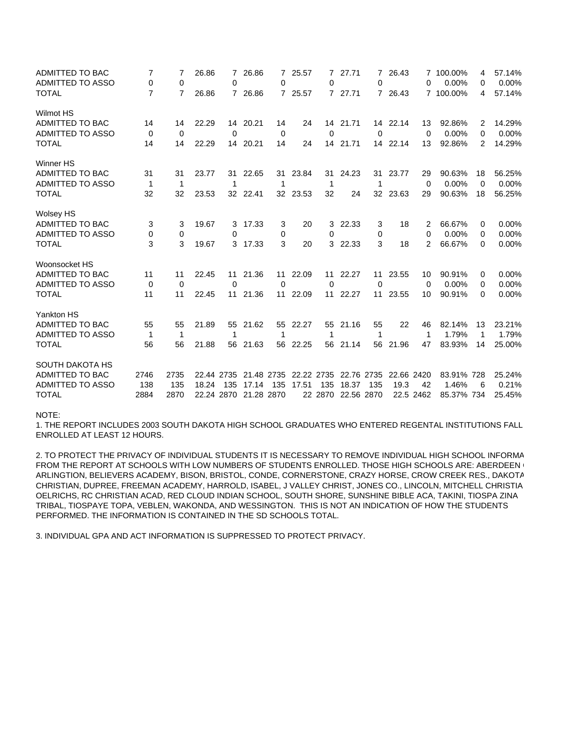| | | | | | | | | | | | | | | | |
|---|---|---|---|---|---|---|---|---|---|---|---|---|---|---|---|
| ADMITTED TO BAC | 7 | 7 | 26.86 | 7 | 26.86 | 7 | 25.57 | 7 | 27.71 | 7 | 26.43 | 7 | 100.00% | 4 | 57.14% |
| ADMITTED TO ASSO | 0 | 0 | | 0 | | 0 | | 0 | | 0 | | 0 | 0.00% | 0 | 0.00% |
| TOTAL | 7 | 7 | 26.86 | 7 | 26.86 | 7 | 25.57 | 7 | 27.71 | 7 | 26.43 | 7 | 100.00% | 4 | 57.14% |
| | | | | | | | | | | | | | | | |
| Wilmot HS | | | | | | | | | | | | | | | |
| ADMITTED TO BAC | 14 | 14 | 22.29 | 14 | 20.21 | 14 | 24 | 14 | 21.71 | 14 | 22.14 | 13 | 92.86% | 2 | 14.29% |
| ADMITTED TO ASSO | 0 | 0 | | 0 | | 0 | | 0 | | 0 | | 0 | 0.00% | 0 | 0.00% |
| TOTAL | 14 | 14 | 22.29 | 14 | 20.21 | 14 | 24 | 14 | 21.71 | 14 | 22.14 | 13 | 92.86% | 2 | 14.29% |
| | | | | | | | | | | | | | | | |
| Winner HS | | | | | | | | | | | | | | | |
| ADMITTED TO BAC | 31 | 31 | 23.77 | 31 | 22.65 | 31 | 23.84 | 31 | 24.23 | 31 | 23.77 | 29 | 90.63% | 18 | 56.25% |
| ADMITTED TO ASSO | 1 | 1 | | 1 | | 1 | | 1 | | 1 | | 0 | 0.00% | 0 | 0.00% |
| TOTAL | 32 | 32 | 23.53 | 32 | 22.41 | 32 | 23.53 | 32 | 24 | 32 | 23.63 | 29 | 90.63% | 18 | 56.25% |
| | | | | | | | | | | | | | | | |
| Wolsey HS | | | | | | | | | | | | | | | |
| ADMITTED TO BAC | 3 | 3 | 19.67 | 3 | 17.33 | 3 | 20 | 3 | 22.33 | 3 | 18 | 2 | 66.67% | 0 | 0.00% |
| ADMITTED TO ASSO | 0 | 0 | | 0 | | 0 | | 0 | | 0 | | 0 | 0.00% | 0 | 0.00% |
| TOTAL | 3 | 3 | 19.67 | 3 | 17.33 | 3 | 20 | 3 | 22.33 | 3 | 18 | 2 | 66.67% | 0 | 0.00% |
| | | | | | | | | | | | | | | | |
| Woonsocket HS | | | | | | | | | | | | | | | |
| ADMITTED TO BAC | 11 | 11 | 22.45 | 11 | 21.36 | 11 | 22.09 | 11 | 22.27 | 11 | 23.55 | 10 | 90.91% | 0 | 0.00% |
| ADMITTED TO ASSO | 0 | 0 | | 0 | | 0 | | 0 | | 0 | | 0 | 0.00% | 0 | 0.00% |
| TOTAL | 11 | 11 | 22.45 | 11 | 21.36 | 11 | 22.09 | 11 | 22.27 | 11 | 23.55 | 10 | 90.91% | 0 | 0.00% |
| | | | | | | | | | | | | | | | |
| Yankton HS | | | | | | | | | | | | | | | |
| ADMITTED TO BAC | 55 | 55 | 21.89 | 55 | 21.62 | 55 | 22.27 | 55 | 21.16 | 55 | 22 | 46 | 82.14% | 13 | 23.21% |
| ADMITTED TO ASSO | 1 | 1 | | 1 | | 1 | | 1 | | 1 | | 1 | 1.79% | 1 | 1.79% |
| TOTAL | 56 | 56 | 21.88 | 56 | 21.63 | 56 | 22.25 | 56 | 21.14 | 56 | 21.96 | 47 | 83.93% | 14 | 25.00% |
| | | | | | | | | | | | | | | | |
| SOUTH DAKOTA HS | | | | | | | | | | | | | | | |
| ADMITTED TO BAC | 2746 | 2735 | 22.44 | 2735 | 21.48 | 2735 | 22.22 | 2735 | 22.76 | 2735 | 22.66 | 2420 | 83.91% | 728 | 25.24% |
| ADMITTED TO ASSO | 138 | 135 | 18.24 | 135 | 17.14 | 135 | 17.51 | 135 | 18.37 | 135 | 19.3 | 42 | 1.46% | 6 | 0.21% |
| TOTAL | 2884 | 2870 | 22.24 | 2870 | 21.28 | 2870 | 22 | 2870 | 22.56 | 2870 | 22.5 | 2462 | 85.37% | 734 | 25.45% |

NOTE:

1. THE REPORT INCLUDES 2003 SOUTH DAKOTA HIGH SCHOOL GRADUATES WHO ENTERED REGENTAL INSTITUTIONS FALL ENROLLED AT LEAST 12 HOURS.

2. TO PROTECT THE PRIVACY OF INDIVIDUAL STUDENTS IT IS NECESSARY TO REMOVE INDIVIDUAL HIGH SCHOOL INFORMA FROM THE REPORT AT SCHOOLS WITH LOW NUMBERS OF STUDENTS ENROLLED. THOSE HIGH SCHOOLS ARE: ABERDEEN ARLINGTION, BELIEVERS ACADEMY, BISON, BRISTOL, CONDE, CORNERSTONE, CRAZY HORSE, CROW CREEK RES., DAKOTA CHRISTIAN, DUPREE, FREEMAN ACADEMY, HARROLD, ISABEL, J VALLEY CHRIST, JONES CO., LINCOLN, MITCHELL CHRISTIA OELRICHS, RC CHRISTIAN ACAD, RED CLOUD INDIAN SCHOOL, SOUTH SHORE, SUNSHINE BIBLE ACA, TAKINI, TIOSPA ZINA TRIBAL, TIOSPAYE TOPA, VEBLEN, WAKONDA, AND WESSINGTON. THIS IS NOT AN INDICATION OF HOW THE STUDENTS PERFORMED. THE INFORMATION IS CONTAINED IN THE SD SCHOOLS TOTAL.

3. INDIVIDUAL GPA AND ACT INFORMATION IS SUPPRESSED TO PROTECT PRIVACY.